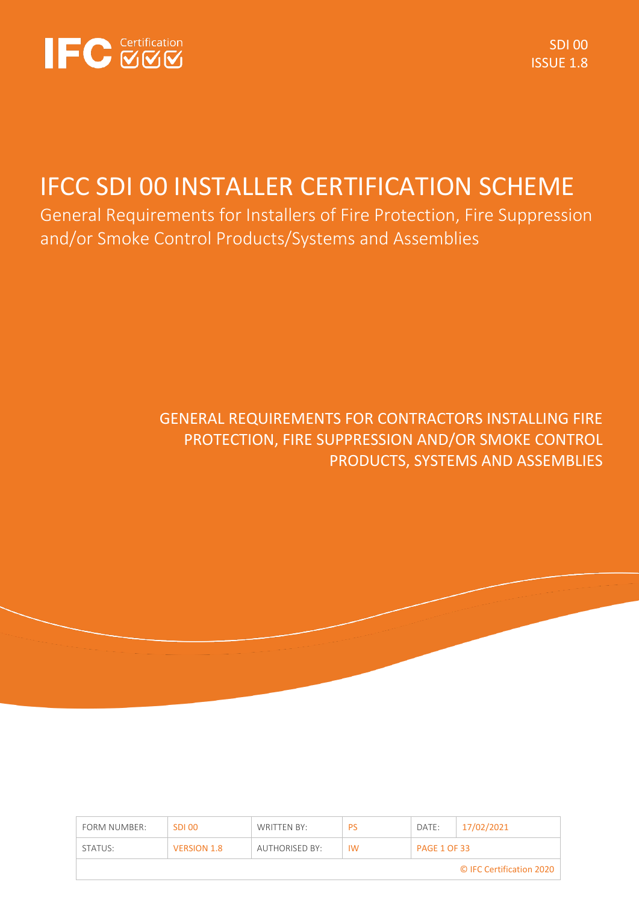IFC Certification

SDI 00
ISSUE 1.8

# IFCC SDI 00 INSTALLER CERTIFICATION SCHEME

General Requirements for Installers of Fire Protection, Fire Suppression and/or Smoke Control Products/Systems and Assemblies

GENERAL REQUIREMENTS FOR CONTRACTORS INSTALLING FIRE PROTECTION, FIRE SUPPRESSION AND/OR SMOKE CONTROL PRODUCTS, SYSTEMS AND ASSEMBLIES

| FORM NUMBER: | SDI 00 | WRITTEN BY: | PS | DATE: | 17/02/2021 |
| --- | --- | --- | --- | --- | --- |
| STATUS: | VERSION 1.8 | AUTHORISED BY: | IW | PAGE 1 OF 33 | |
| © IFC Certification 2020 | | | | | |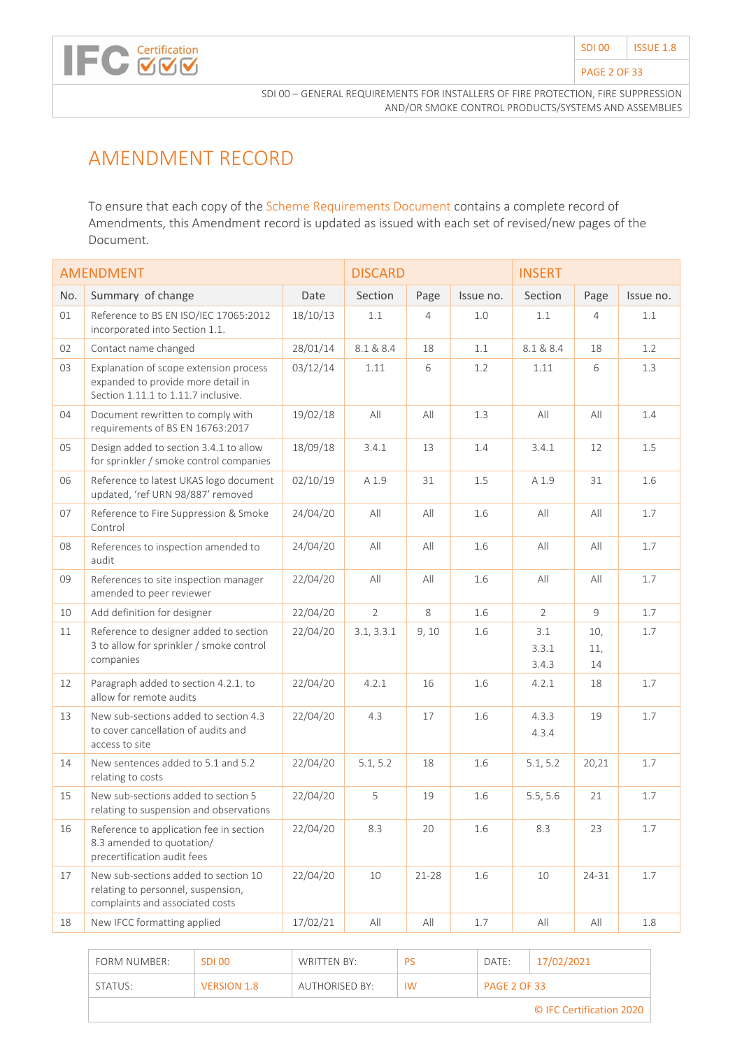# AMENDMENT RECORD

To ensure that each copy of the Scheme Requirements Document contains a complete record of Amendments, this Amendment record is updated as issued with each set of revised/new pages of the Document.

| AMENDMENT | | | DISCARD | | | INSERT | | |
|---|---|---|---|---|---|---|---|---|
| No. | Summary of change | Date | Section | Page | Issue no. | Section | Page | Issue no. |
| 01 | Reference to BS EN ISO/IEC 17065:2012 incorporated into Section 1.1. | 18/10/13 | 1.1 | 4 | 1.0 | 1.1 | 4 | 1.1 |
| 02 | Contact name changed | 28/01/14 | 8.1 & 8.4 | 18 | 1.1 | 8.1 & 8.4 | 18 | 1.2 |
| 03 | Explanation of scope extension process expanded to provide more detail in Section 1.11.1 to 1.11.7 inclusive. | 03/12/14 | 1.11 | 6 | 1.2 | 1.11 | 6 | 1.3 |
| 04 | Document rewritten to comply with requirements of BS EN 16763:2017 | 19/02/18 | All | All | 1.3 | All | All | 1.4 |
| 05 | Design added to section 3.4.1 to allow for sprinkler / smoke control companies | 18/09/18 | 3.4.1 | 13 | 1.4 | 3.4.1 | 12 | 1.5 |
| 06 | Reference to latest UKAS logo document updated, 'ref URN 98/887' removed | 02/10/19 | A 1.9 | 31 | 1.5 | A 1.9 | 31 | 1.6 |
| 07 | Reference to Fire Suppression & Smoke Control | 24/04/20 | All | All | 1.6 | All | All | 1.7 |
| 08 | References to inspection amended to audit | 24/04/20 | All | All | 1.6 | All | All | 1.7 |
| 09 | References to site inspection manager amended to peer reviewer | 22/04/20 | All | All | 1.6 | All | All | 1.7 |
| 10 | Add definition for designer | 22/04/20 | 2 | 8 | 1.6 | 2 | 9 | 1.7 |
| 11 | Reference to designer added to section 3 to allow for sprinkler / smoke control companies | 22/04/20 | 3.1, 3.3.1 | 9, 10 | 1.6 | 3.1 3.3.1 3.4.3 | 10, 11, 14 | 1.7 |
| 12 | Paragraph added to section 4.2.1. to allow for remote audits | 22/04/20 | 4.2.1 | 16 | 1.6 | 4.2.1 | 18 | 1.7 |
| 13 | New sub-sections added to section 4.3 to cover cancellation of audits and access to site | 22/04/20 | 4.3 | 17 | 1.6 | 4.3.3 4.3.4 | 19 | 1.7 |
| 14 | New sentences added to 5.1 and 5.2 relating to costs | 22/04/20 | 5.1, 5.2 | 18 | 1.6 | 5.1, 5.2 | 20,21 | 1.7 |
| 15 | New sub-sections added to section 5 relating to suspension and observations | 22/04/20 | 5 | 19 | 1.6 | 5.5, 5.6 | 21 | 1.7 |
| 16 | Reference to application fee in section 8.3 amended to quotation/ precertification audit fees | 22/04/20 | 8.3 | 20 | 1.6 | 8.3 | 23 | 1.7 |
| 17 | New sub-sections added to section 10 relating to personnel, suspension, complaints and associated costs | 22/04/20 | 10 | 21-28 | 1.6 | 10 | 24-31 | 1.7 |
| 18 | New IFCC formatting applied | 17/02/21 | All | All | 1.7 | All | All | 1.8 |

| FORM NUMBER: | SDI 00 | WRITTEN BY: | PS | DATE: | 17/02/2021 |
|---|---|---|---|---|---|
| STATUS: | VERSION 1.8 | AUTHORISED BY: | IW | PAGE 2 OF 33 | |

© IFC Certification 2020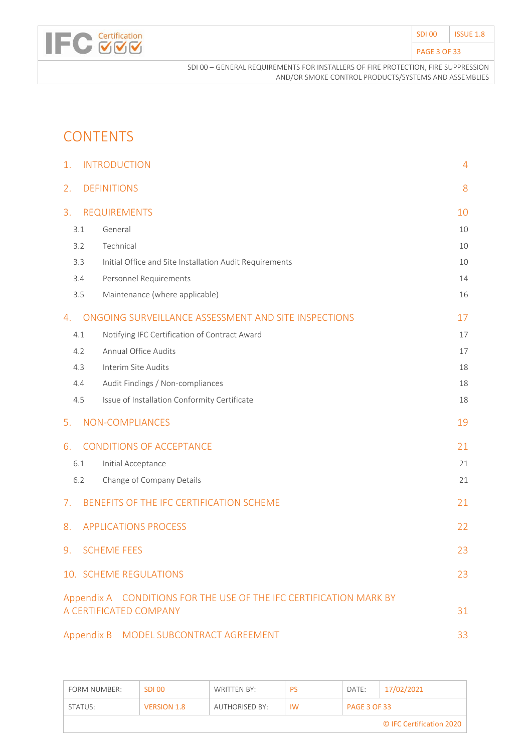# CONTENTS

| | | |
|---|---|---|
| 1. | INTRODUCTION | 4 |
| 2. | DEFINITIONS | 8 |
| 3. | REQUIREMENTS | 10 |
| 3.1 | General | 10 |
| 3.2 | Technical | 10 |
| 3.3 | Initial Office and Site Installation Audit Requirements | 10 |
| 3.4 | Personnel Requirements | 14 |
| 3.5 | Maintenance (where applicable) | 16 |
| 4. | ONGOING SURVEILLANCE ASSESSMENT AND SITE INSPECTIONS | 17 |
| 4.1 | Notifying IFC Certification of Contract Award | 17 |
| 4.2 | Annual Office Audits | 17 |
| 4.3 | Interim Site Audits | 18 |
| 4.4 | Audit Findings / Non-compliances | 18 |
| 4.5 | Issue of Installation Conformity Certificate | 18 |
| 5. | NON-COMPLIANCES | 19 |
| 6. | CONDITIONS OF ACCEPTANCE | 21 |
| 6.1 | Initial Acceptance | 21 |
| 6.2 | Change of Company Details | 21 |
| 7. | BENEFITS OF THE IFC CERTIFICATION SCHEME | 21 |
| 8. | APPLICATIONS PROCESS | 22 |
| 9. | SCHEME FEES | 23 |
| 10. | SCHEME REGULATIONS | 23 |
| Appendix A | CONDITIONS FOR THE USE OF THE IFC CERTIFICATION MARK BY A CERTIFICATED COMPANY | 31 |
| Appendix B | MODEL SUBCONTRACT AGREEMENT | 33 |

| FORM NUMBER: | SDI 00 | WRITTEN BY: | PS | DATE: | 17/02/2021 |
|---|---|---|---|---|---|
| STATUS: | VERSION 1.8 | AUTHORISED BY: | IW | PAGE 3 OF 33 | |

© IFC Certification 2020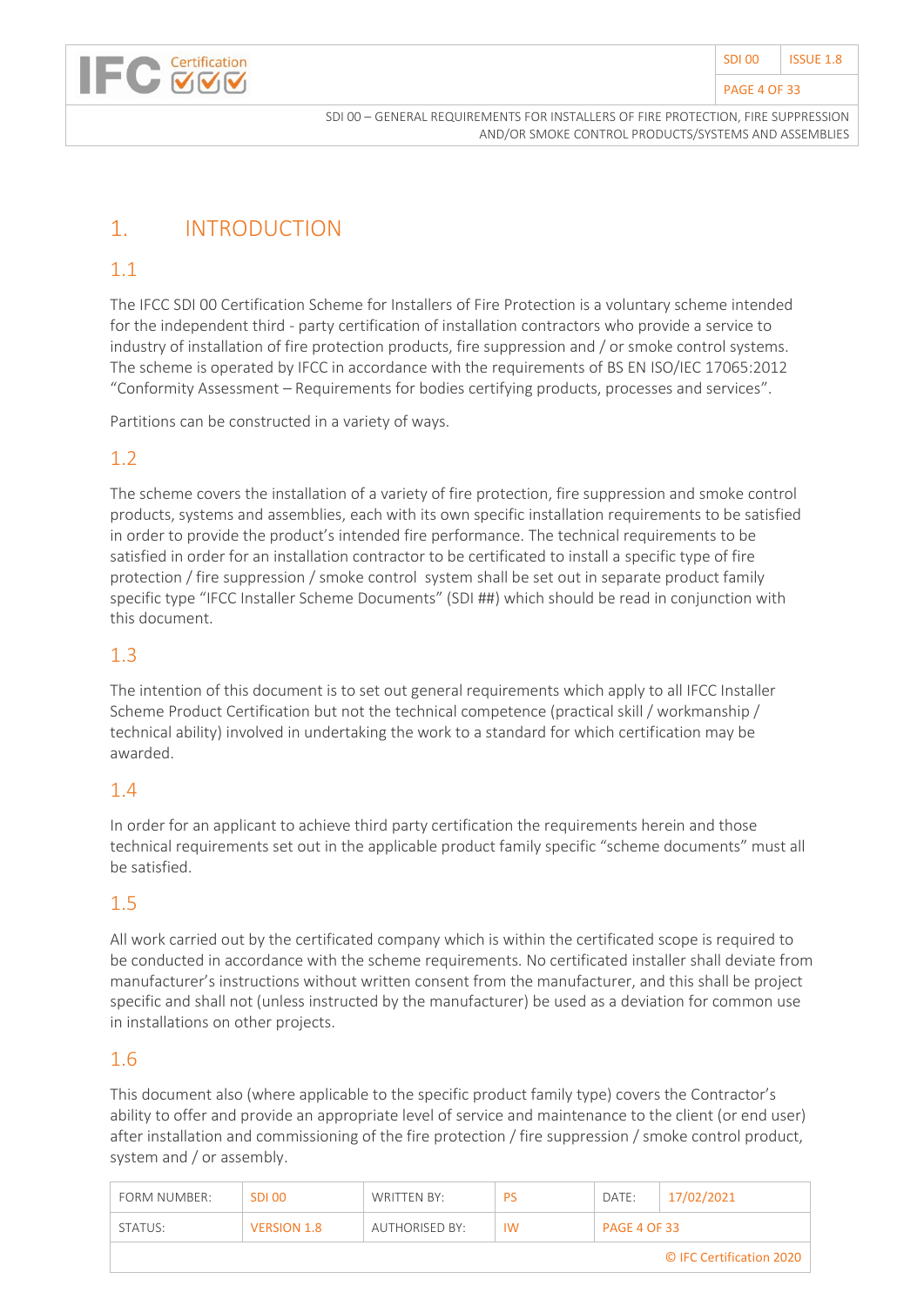# 1. INTRODUCTION

## 1.1

The IFCC SDI 00 Certification Scheme for Installers of Fire Protection is a voluntary scheme intended for the independent third - party certification of installation contractors who provide a service to industry of installation of fire protection products, fire suppression and / or smoke control systems. The scheme is operated by IFCC in accordance with the requirements of BS EN ISO/IEC 17065:2012 "Conformity Assessment – Requirements for bodies certifying products, processes and services".

Partitions can be constructed in a variety of ways.

## 1.2

The scheme covers the installation of a variety of fire protection, fire suppression and smoke control products, systems and assemblies, each with its own specific installation requirements to be satisfied in order to provide the product's intended fire performance. The technical requirements to be satisfied in order for an installation contractor to be certificated to install a specific type of fire protection / fire suppression / smoke control system shall be set out in separate product family specific type "IFCC Installer Scheme Documents" (SDI ##) which should be read in conjunction with this document.

## 1.3

The intention of this document is to set out general requirements which apply to all IFCC Installer Scheme Product Certification but not the technical competence (practical skill / workmanship / technical ability) involved in undertaking the work to a standard for which certification may be awarded.

## 1.4

In order for an applicant to achieve third party certification the requirements herein and those technical requirements set out in the applicable product family specific "scheme documents" must all be satisfied.

## 1.5

All work carried out by the certificated company which is within the certificated scope is required to be conducted in accordance with the scheme requirements. No certificated installer shall deviate from manufacturer's instructions without written consent from the manufacturer, and this shall be project specific and shall not (unless instructed by the manufacturer) be used as a deviation for common use in installations on other projects.

## 1.6

This document also (where applicable to the specific product family type) covers the Contractor's ability to offer and provide an appropriate level of service and maintenance to the client (or end user) after installation and commissioning of the fire protection / fire suppression / smoke control product, system and / or assembly.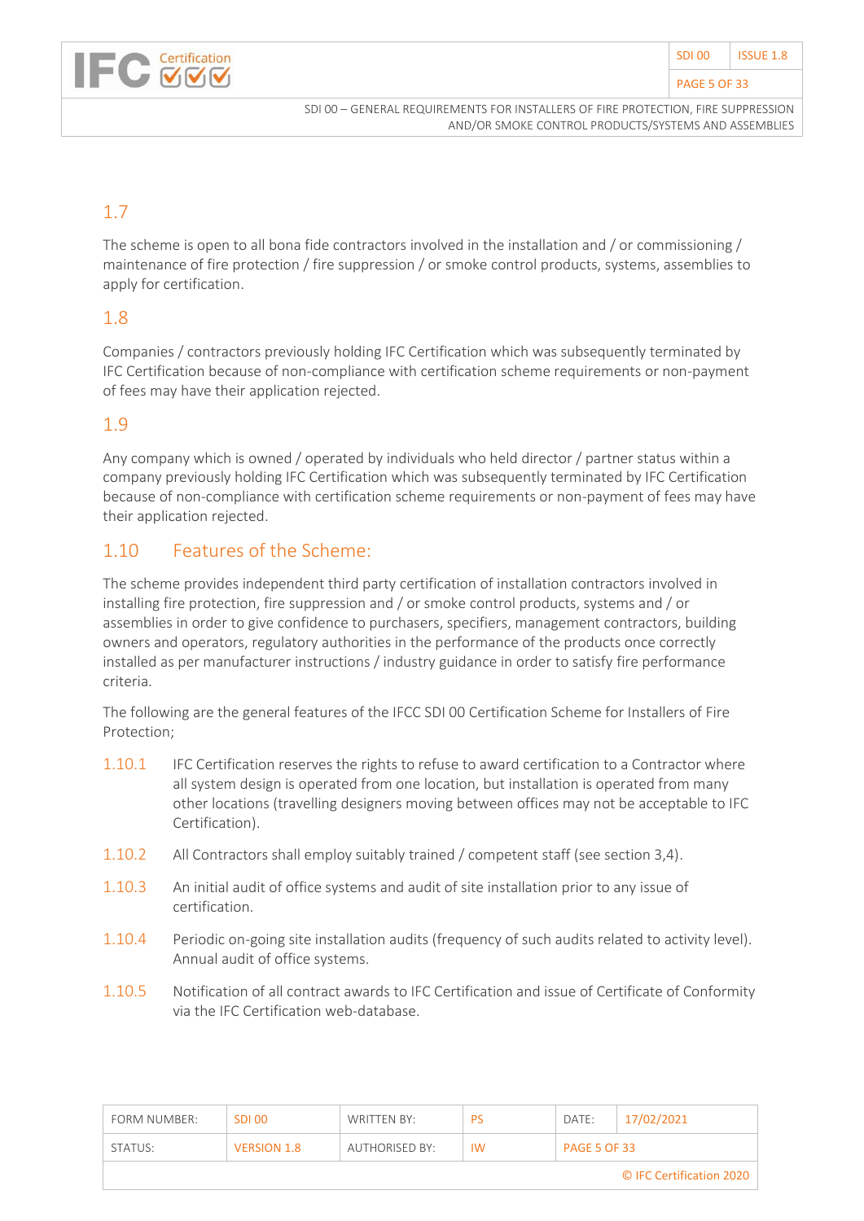## 1.7

The scheme is open to all bona fide contractors involved in the installation and / or commissioning / maintenance of fire protection / fire suppression / or smoke control products, systems, assemblies to apply for certification.

## 1.8

Companies / contractors previously holding IFC Certification which was subsequently terminated by IFC Certification because of non-compliance with certification scheme requirements or non-payment of fees may have their application rejected.

## 1.9

Any company which is owned / operated by individuals who held director / partner status within a company previously holding IFC Certification which was subsequently terminated by IFC Certification because of non-compliance with certification scheme requirements or non-payment of fees may have their application rejected.

## 1.10 Features of the Scheme:

The scheme provides independent third party certification of installation contractors involved in installing fire protection, fire suppression and / or smoke control products, systems and / or assemblies in order to give confidence to purchasers, specifiers, management contractors, building owners and operators, regulatory authorities in the performance of the products once correctly installed as per manufacturer instructions / industry guidance in order to satisfy fire performance criteria.

The following are the general features of the IFCC SDI 00 Certification Scheme for Installers of Fire Protection;

1.10.1 IFC Certification reserves the rights to refuse to award certification to a Contractor where all system design is operated from one location, but installation is operated from many other locations (travelling designers moving between offices may not be acceptable to IFC Certification).

1.10.2 All Contractors shall employ suitably trained / competent staff (see section 3,4).

1.10.3 An initial audit of office systems and audit of site installation prior to any issue of certification.

1.10.4 Periodic on-going site installation audits (frequency of such audits related to activity level). Annual audit of office systems.

1.10.5 Notification of all contract awards to IFC Certification and issue of Certificate of Conformity via the IFC Certification web-database.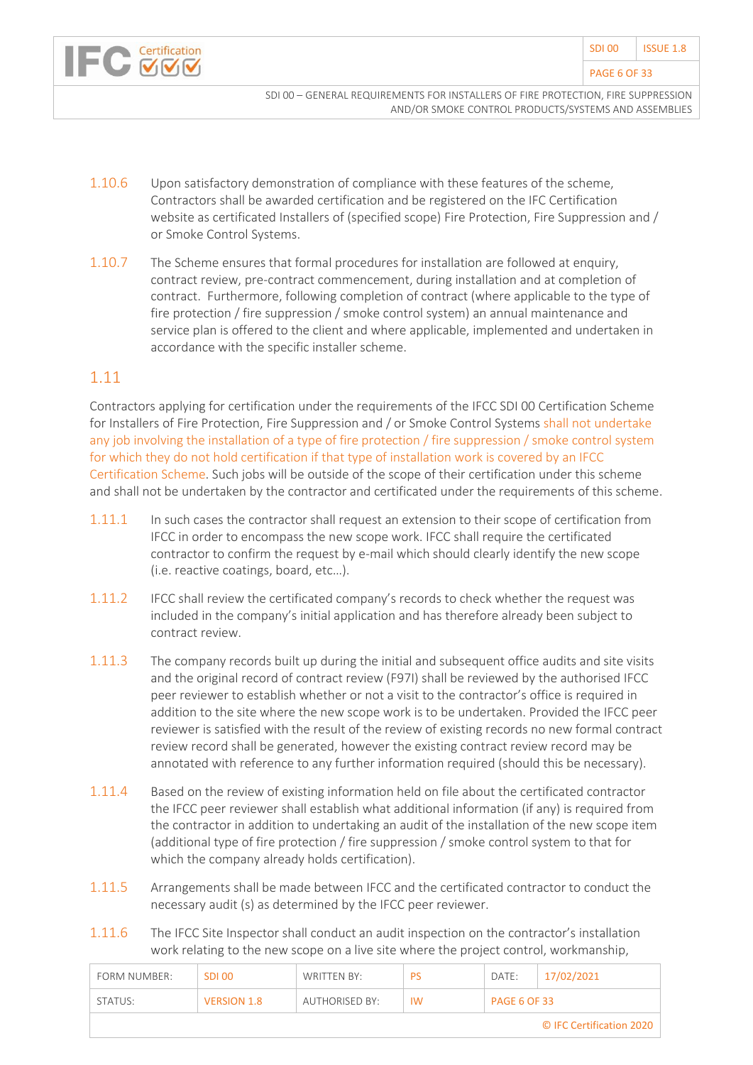1.10.6 Upon satisfactory demonstration of compliance with these features of the scheme, Contractors shall be awarded certification and be registered on the IFC Certification website as certificated Installers of (specified scope) Fire Protection, Fire Suppression and / or Smoke Control Systems.

1.10.7 The Scheme ensures that formal procedures for installation are followed at enquiry, contract review, pre-contract commencement, during installation and at completion of contract. Furthermore, following completion of contract (where applicable to the type of fire protection / fire suppression / smoke control system) an annual maintenance and service plan is offered to the client and where applicable, implemented and undertaken in accordance with the specific installer scheme.

## 1.11

Contractors applying for certification under the requirements of the IFCC SDI 00 Certification Scheme for Installers of Fire Protection, Fire Suppression and / or Smoke Control Systems shall not undertake any job involving the installation of a type of fire protection / fire suppression / smoke control system for which they do not hold certification if that type of installation work is covered by an IFCC Certification Scheme. Such jobs will be outside of the scope of their certification under this scheme and shall not be undertaken by the contractor and certificated under the requirements of this scheme.

1.11.1 In such cases the contractor shall request an extension to their scope of certification from IFCC in order to encompass the new scope work. IFCC shall require the certificated contractor to confirm the request by e-mail which should clearly identify the new scope (i.e. reactive coatings, board, etc…).

1.11.2 IFCC shall review the certificated company's records to check whether the request was included in the company's initial application and has therefore already been subject to contract review.

1.11.3 The company records built up during the initial and subsequent office audits and site visits and the original record of contract review (F97I) shall be reviewed by the authorised IFCC peer reviewer to establish whether or not a visit to the contractor's office is required in addition to the site where the new scope work is to be undertaken. Provided the IFCC peer reviewer is satisfied with the result of the review of existing records no new formal contract review record shall be generated, however the existing contract review record may be annotated with reference to any further information required (should this be necessary).

1.11.4 Based on the review of existing information held on file about the certificated contractor the IFCC peer reviewer shall establish what additional information (if any) is required from the contractor in addition to undertaking an audit of the installation of the new scope item (additional type of fire protection / fire suppression / smoke control system to that for which the company already holds certification).

1.11.5 Arrangements shall be made between IFCC and the certificated contractor to conduct the necessary audit (s) as determined by the IFCC peer reviewer.

1.11.6 The IFCC Site Inspector shall conduct an audit inspection on the contractor's installation work relating to the new scope on a live site where the project control, workmanship,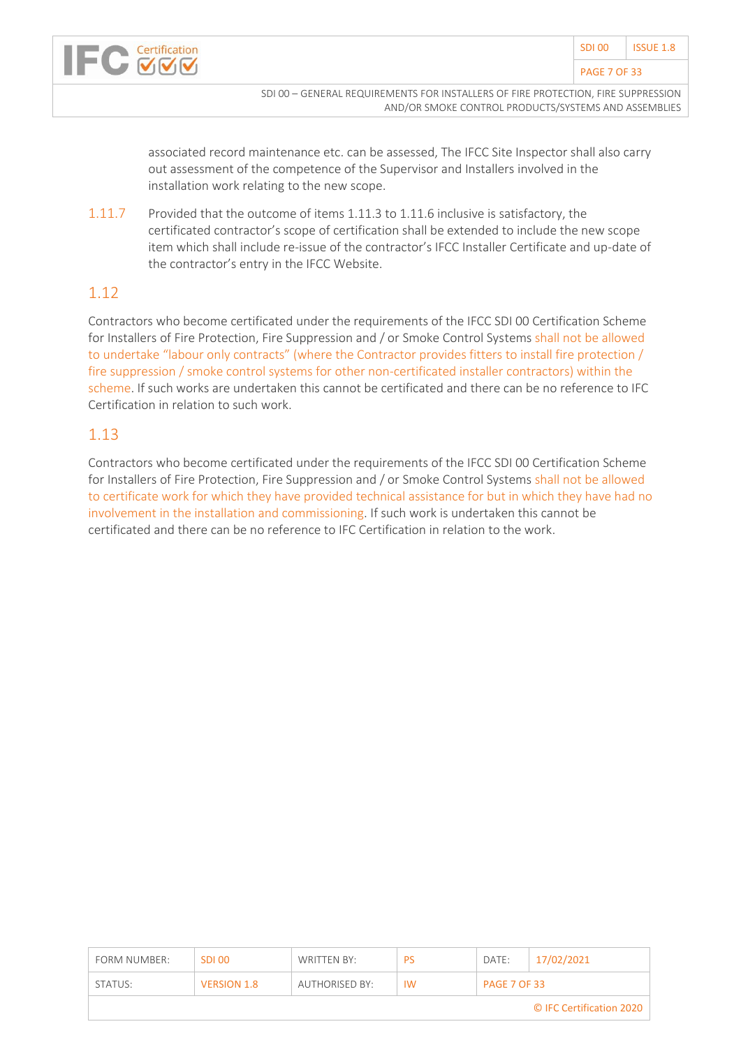associated record maintenance etc. can be assessed, The IFCC Site Inspector shall also carry out assessment of the competence of the Supervisor and Installers involved in the installation work relating to the new scope.

1.11.7 Provided that the outcome of items 1.11.3 to 1.11.6 inclusive is satisfactory, the certificated contractor's scope of certification shall be extended to include the new scope item which shall include re-issue of the contractor's IFCC Installer Certificate and up-date of the contractor's entry in the IFCC Website.

## 1.12

Contractors who become certificated under the requirements of the IFCC SDI 00 Certification Scheme for Installers of Fire Protection, Fire Suppression and / or Smoke Control Systems shall not be allowed to undertake "labour only contracts" (where the Contractor provides fitters to install fire protection / fire suppression / smoke control systems for other non-certificated installer contractors) within the scheme. If such works are undertaken this cannot be certificated and there can be no reference to IFC Certification in relation to such work.

## 1.13

Contractors who become certificated under the requirements of the IFCC SDI 00 Certification Scheme for Installers of Fire Protection, Fire Suppression and / or Smoke Control Systems shall not be allowed to certificate work for which they have provided technical assistance for but in which they have had no involvement in the installation and commissioning. If such work is undertaken this cannot be certificated and there can be no reference to IFC Certification in relation to the work.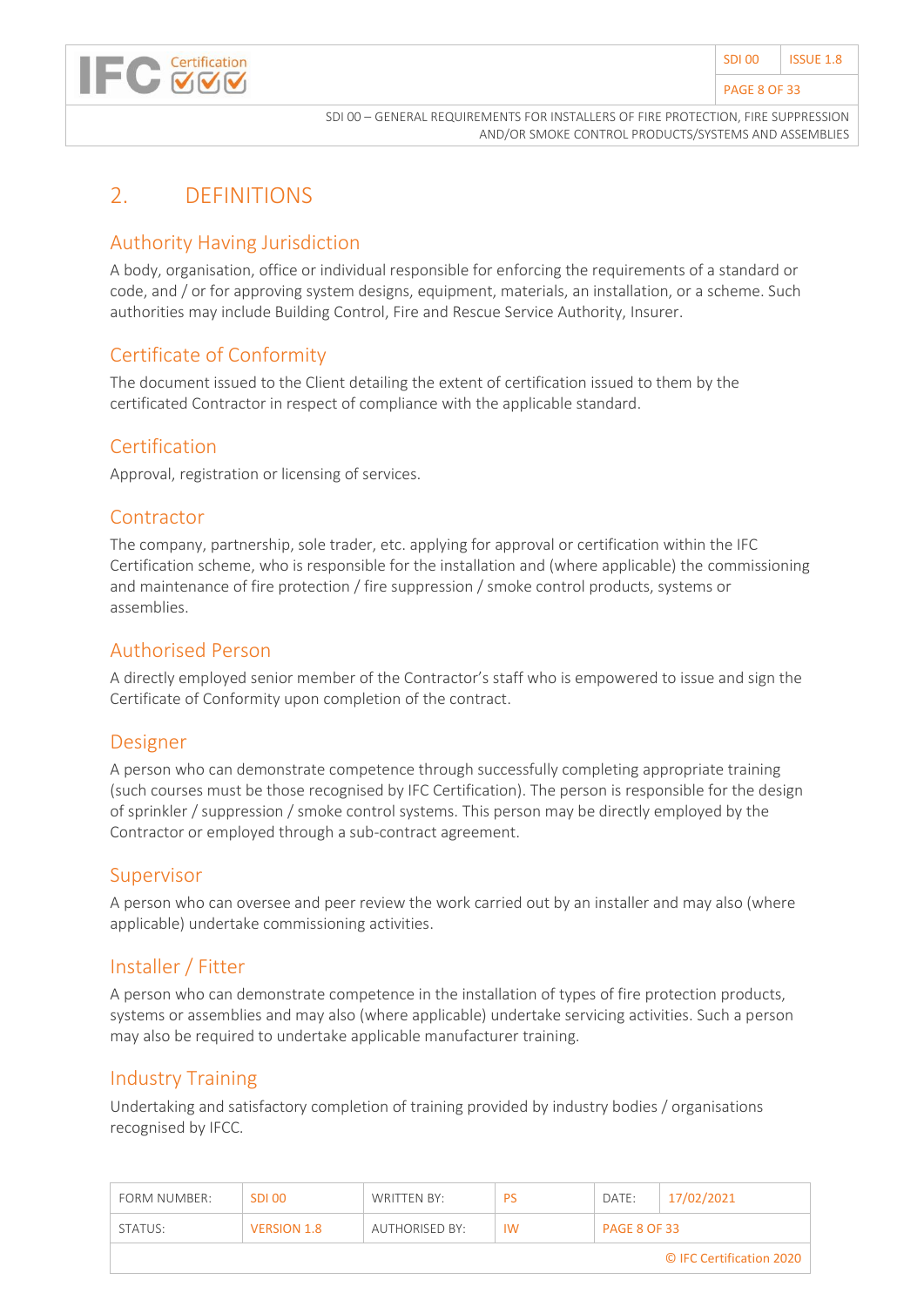# 2. DEFINITIONS

## Authority Having Jurisdiction

A body, organisation, office or individual responsible for enforcing the requirements of a standard or code, and / or for approving system designs, equipment, materials, an installation, or a scheme. Such authorities may include Building Control, Fire and Rescue Service Authority, Insurer.

## Certificate of Conformity

The document issued to the Client detailing the extent of certification issued to them by the certificated Contractor in respect of compliance with the applicable standard.

## Certification

Approval, registration or licensing of services.

## Contractor

The company, partnership, sole trader, etc. applying for approval or certification within the IFC Certification scheme, who is responsible for the installation and (where applicable) the commissioning and maintenance of fire protection / fire suppression / smoke control products, systems or assemblies.

## Authorised Person

A directly employed senior member of the Contractor's staff who is empowered to issue and sign the Certificate of Conformity upon completion of the contract.

## Designer

A person who can demonstrate competence through successfully completing appropriate training (such courses must be those recognised by IFC Certification). The person is responsible for the design of sprinkler / suppression / smoke control systems. This person may be directly employed by the Contractor or employed through a sub-contract agreement.

## Supervisor

A person who can oversee and peer review the work carried out by an installer and may also (where applicable) undertake commissioning activities.

## Installer / Fitter

A person who can demonstrate competence in the installation of types of fire protection products, systems or assemblies and may also (where applicable) undertake servicing activities. Such a person may also be required to undertake applicable manufacturer training.

## Industry Training

Undertaking and satisfactory completion of training provided by industry bodies / organisations recognised by IFCC.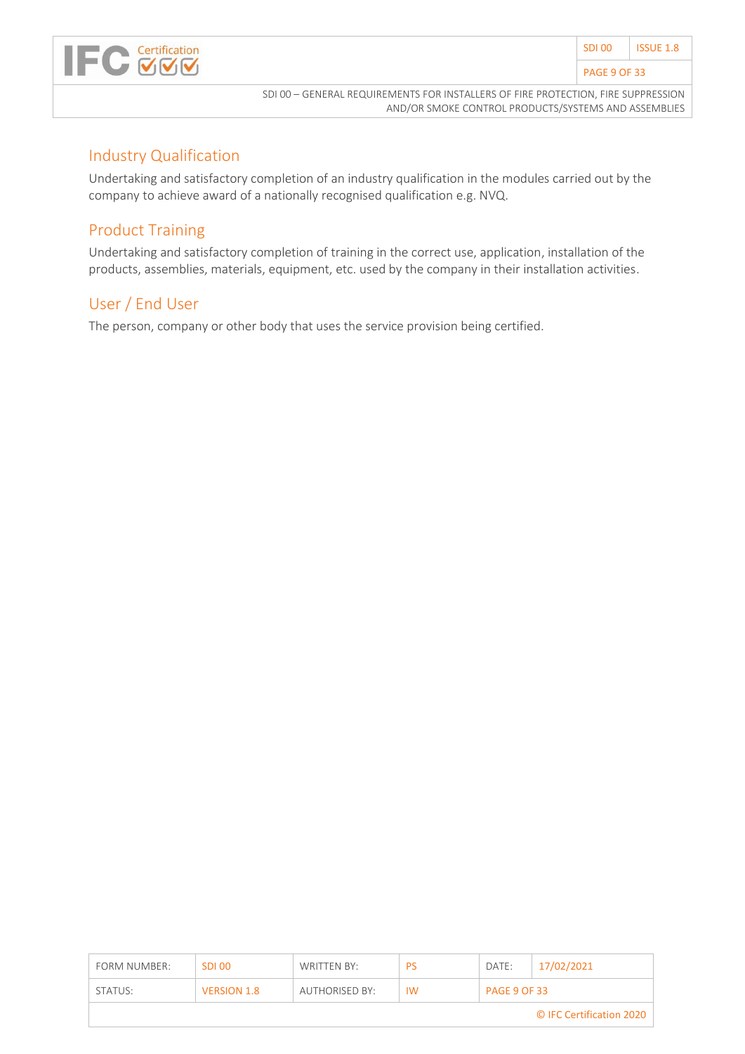## Industry Qualification

Undertaking and satisfactory completion of an industry qualification in the modules carried out by the company to achieve award of a nationally recognised qualification e.g. NVQ.

## Product Training

Undertaking and satisfactory completion of training in the correct use, application, installation of the products, assemblies, materials, equipment, etc. used by the company in their installation activities.

## User / End User

The person, company or other body that uses the service provision being certified.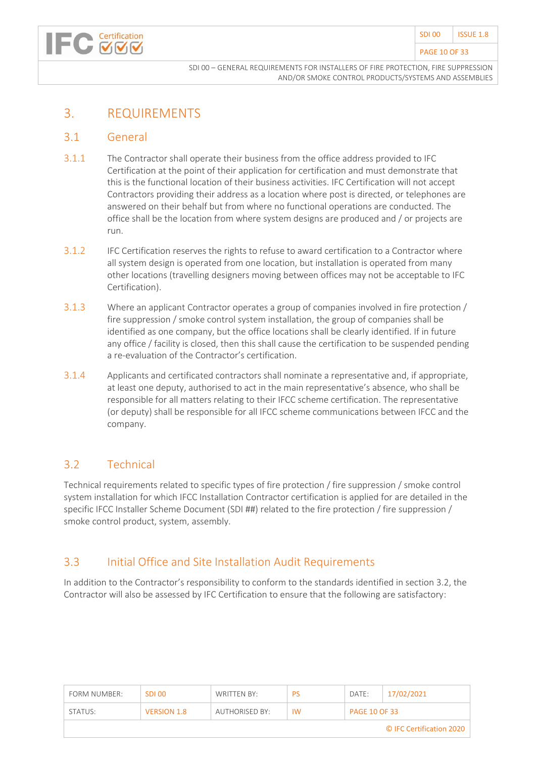# 3. REQUIREMENTS

## 3.1 General

3.1.1 The Contractor shall operate their business from the office address provided to IFC Certification at the point of their application for certification and must demonstrate that this is the functional location of their business activities. IFC Certification will not accept Contractors providing their address as a location where post is directed, or telephones are answered on their behalf but from where no functional operations are conducted. The office shall be the location from where system designs are produced and / or projects are run.

3.1.2 IFC Certification reserves the rights to refuse to award certification to a Contractor where all system design is operated from one location, but installation is operated from many other locations (travelling designers moving between offices may not be acceptable to IFC Certification).

3.1.3 Where an applicant Contractor operates a group of companies involved in fire protection / fire suppression / smoke control system installation, the group of companies shall be identified as one company, but the office locations shall be clearly identified. If in future any office / facility is closed, then this shall cause the certification to be suspended pending a re-evaluation of the Contractor's certification.

3.1.4 Applicants and certificated contractors shall nominate a representative and, if appropriate, at least one deputy, authorised to act in the main representative's absence, who shall be responsible for all matters relating to their IFCC scheme certification. The representative (or deputy) shall be responsible for all IFCC scheme communications between IFCC and the company.

## 3.2 Technical

Technical requirements related to specific types of fire protection / fire suppression / smoke control system installation for which IFCC Installation Contractor certification is applied for are detailed in the specific IFCC Installer Scheme Document (SDI ##) related to the fire protection / fire suppression / smoke control product, system, assembly.

## 3.3 Initial Office and Site Installation Audit Requirements

In addition to the Contractor's responsibility to conform to the standards identified in section 3.2, the Contractor will also be assessed by IFC Certification to ensure that the following are satisfactory: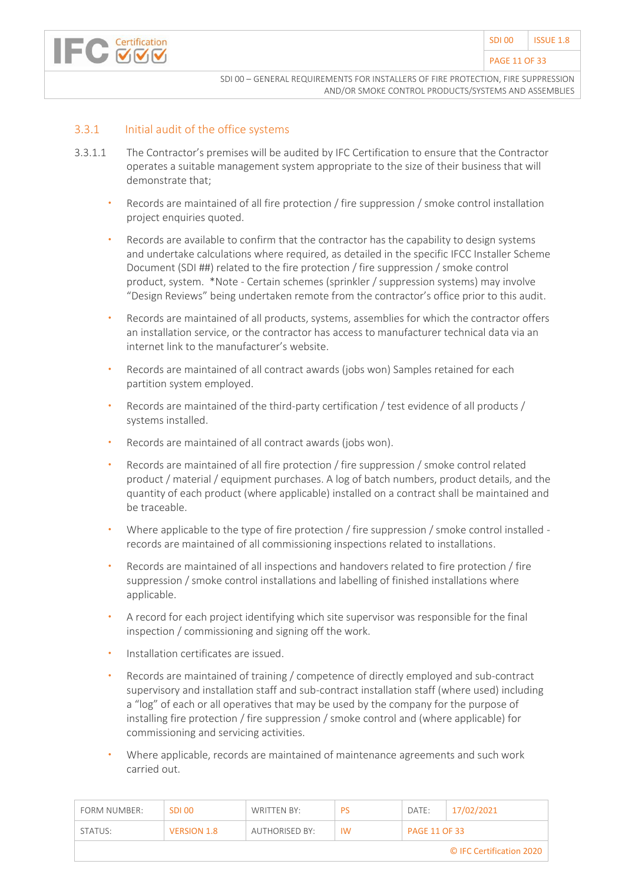### 3.3.1 Initial audit of the office systems

3.3.1.1 The Contractor's premises will be audited by IFC Certification to ensure that the Contractor operates a suitable management system appropriate to the size of their business that will demonstrate that;

- Records are maintained of all fire protection / fire suppression / smoke control installation project enquiries quoted.
- Records are available to confirm that the contractor has the capability to design systems and undertake calculations where required, as detailed in the specific IFCC Installer Scheme Document (SDI ##) related to the fire protection / fire suppression / smoke control product, system. *Note - Certain schemes (sprinkler / suppression systems) may involve "Design Reviews" being undertaken remote from the contractor's office prior to this audit.
- Records are maintained of all products, systems, assemblies for which the contractor offers an installation service, or the contractor has access to manufacturer technical data via an internet link to the manufacturer's website.
- Records are maintained of all contract awards (jobs won) Samples retained for each partition system employed.
- Records are maintained of the third-party certification / test evidence of all products / systems installed.
- Records are maintained of all contract awards (jobs won).
- Records are maintained of all fire protection / fire suppression / smoke control related product / material / equipment purchases. A log of batch numbers, product details, and the quantity of each product (where applicable) installed on a contract shall be maintained and be traceable.
- Where applicable to the type of fire protection / fire suppression / smoke control installed - records are maintained of all commissioning inspections related to installations.
- Records are maintained of all inspections and handovers related to fire protection / fire suppression / smoke control installations and labelling of finished installations where applicable.
- A record for each project identifying which site supervisor was responsible for the final inspection / commissioning and signing off the work.
- Installation certificates are issued.
- Records are maintained of training / competence of directly employed and sub-contract supervisory and installation staff and sub-contract installation staff (where used) including a "log" of each or all operatives that may be used by the company for the purpose of installing fire protection / fire suppression / smoke control and (where applicable) for commissioning and servicing activities.
- Where applicable, records are maintained of maintenance agreements and such work carried out.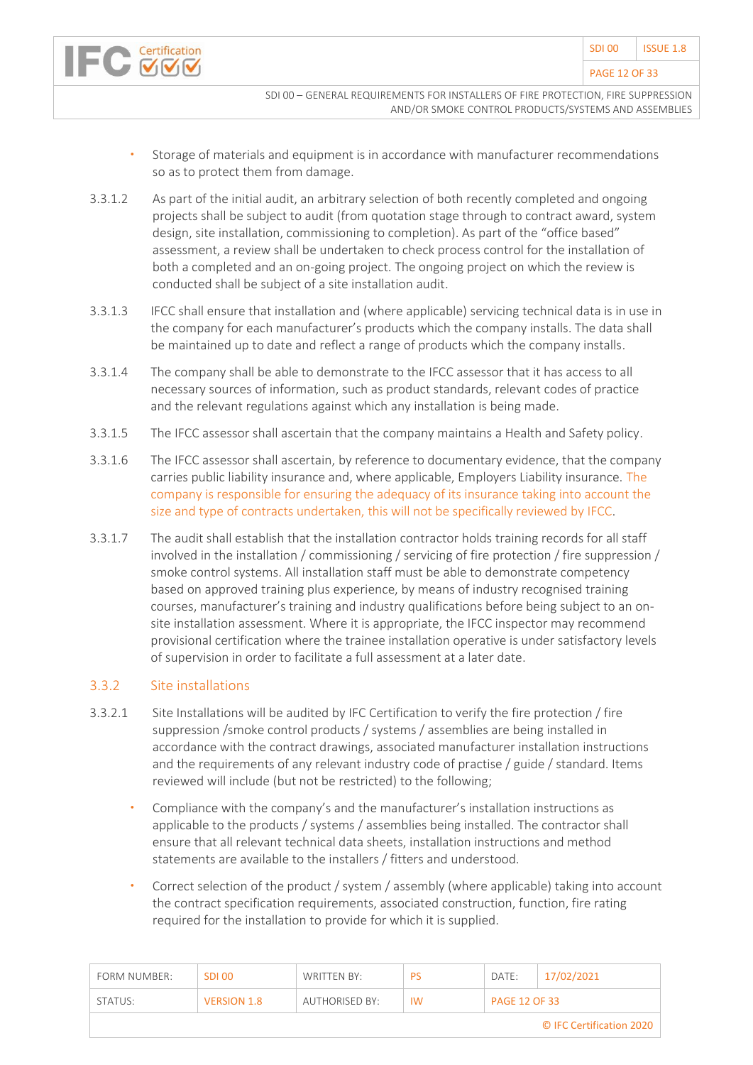- Storage of materials and equipment is in accordance with manufacturer recommendations so as to protect them from damage.

3.3.1.2 As part of the initial audit, an arbitrary selection of both recently completed and ongoing projects shall be subject to audit (from quotation stage through to contract award, system design, site installation, commissioning to completion). As part of the "office based" assessment, a review shall be undertaken to check process control for the installation of both a completed and an on-going project. The ongoing project on which the review is conducted shall be subject of a site installation audit.

3.3.1.3 IFCC shall ensure that installation and (where applicable) servicing technical data is in use in the company for each manufacturer's products which the company installs. The data shall be maintained up to date and reflect a range of products which the company installs.

3.3.1.4 The company shall be able to demonstrate to the IFCC assessor that it has access to all necessary sources of information, such as product standards, relevant codes of practice and the relevant regulations against which any installation is being made.

3.3.1.5 The IFCC assessor shall ascertain that the company maintains a Health and Safety policy.

3.3.1.6 The IFCC assessor shall ascertain, by reference to documentary evidence, that the company carries public liability insurance and, where applicable, Employers Liability insurance. The company is responsible for ensuring the adequacy of its insurance taking into account the size and type of contracts undertaken, this will not be specifically reviewed by IFCC.

3.3.1.7 The audit shall establish that the installation contractor holds training records for all staff involved in the installation / commissioning / servicing of fire protection / fire suppression / smoke control systems. All installation staff must be able to demonstrate competency based on approved training plus experience, by means of industry recognised training courses, manufacturer's training and industry qualifications before being subject to an on-site installation assessment. Where it is appropriate, the IFCC inspector may recommend provisional certification where the trainee installation operative is under satisfactory levels of supervision in order to facilitate a full assessment at a later date.

### 3.3.2 Site installations

3.3.2.1 Site Installations will be audited by IFC Certification to verify the fire protection / fire suppression /smoke control products / systems / assemblies are being installed in accordance with the contract drawings, associated manufacturer installation instructions and the requirements of any relevant industry code of practise / guide / standard. Items reviewed will include (but not be restricted) to the following;

- Compliance with the company's and the manufacturer's installation instructions as applicable to the products / systems / assemblies being installed. The contractor shall ensure that all relevant technical data sheets, installation instructions and method statements are available to the installers / fitters and understood.

- Correct selection of the product / system / assembly (where applicable) taking into account the contract specification requirements, associated construction, function, fire rating required for the installation to provide for which it is supplied.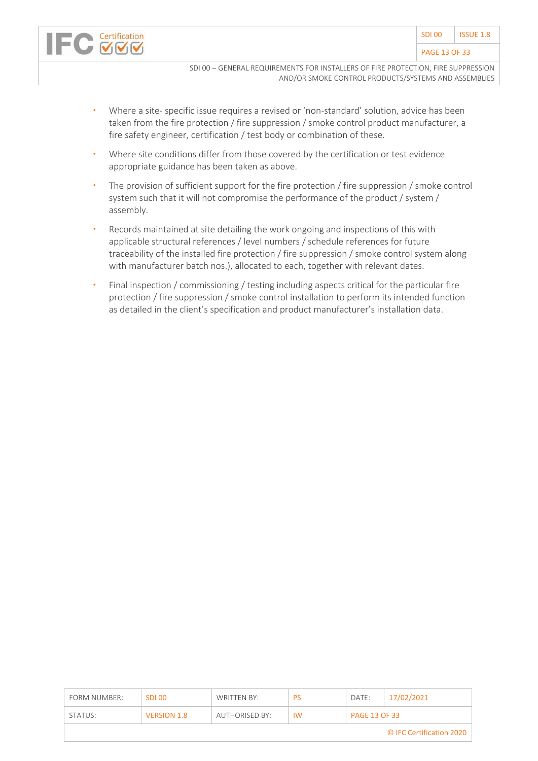- Where a site- specific issue requires a revised or 'non-standard' solution, advice has been taken from the fire protection / fire suppression / smoke control product manufacturer, a fire safety engineer, certification / test body or combination of these.
- Where site conditions differ from those covered by the certification or test evidence appropriate guidance has been taken as above.
- The provision of sufficient support for the fire protection / fire suppression / smoke control system such that it will not compromise the performance of the product / system / assembly.
- Records maintained at site detailing the work ongoing and inspections of this with applicable structural references / level numbers / schedule references for future traceability of the installed fire protection / fire suppression / smoke control system along with manufacturer batch nos.), allocated to each, together with relevant dates.
- Final inspection / commissioning / testing including aspects critical for the particular fire protection / fire suppression / smoke control installation to perform its intended function as detailed in the client's specification and product manufacturer's installation data.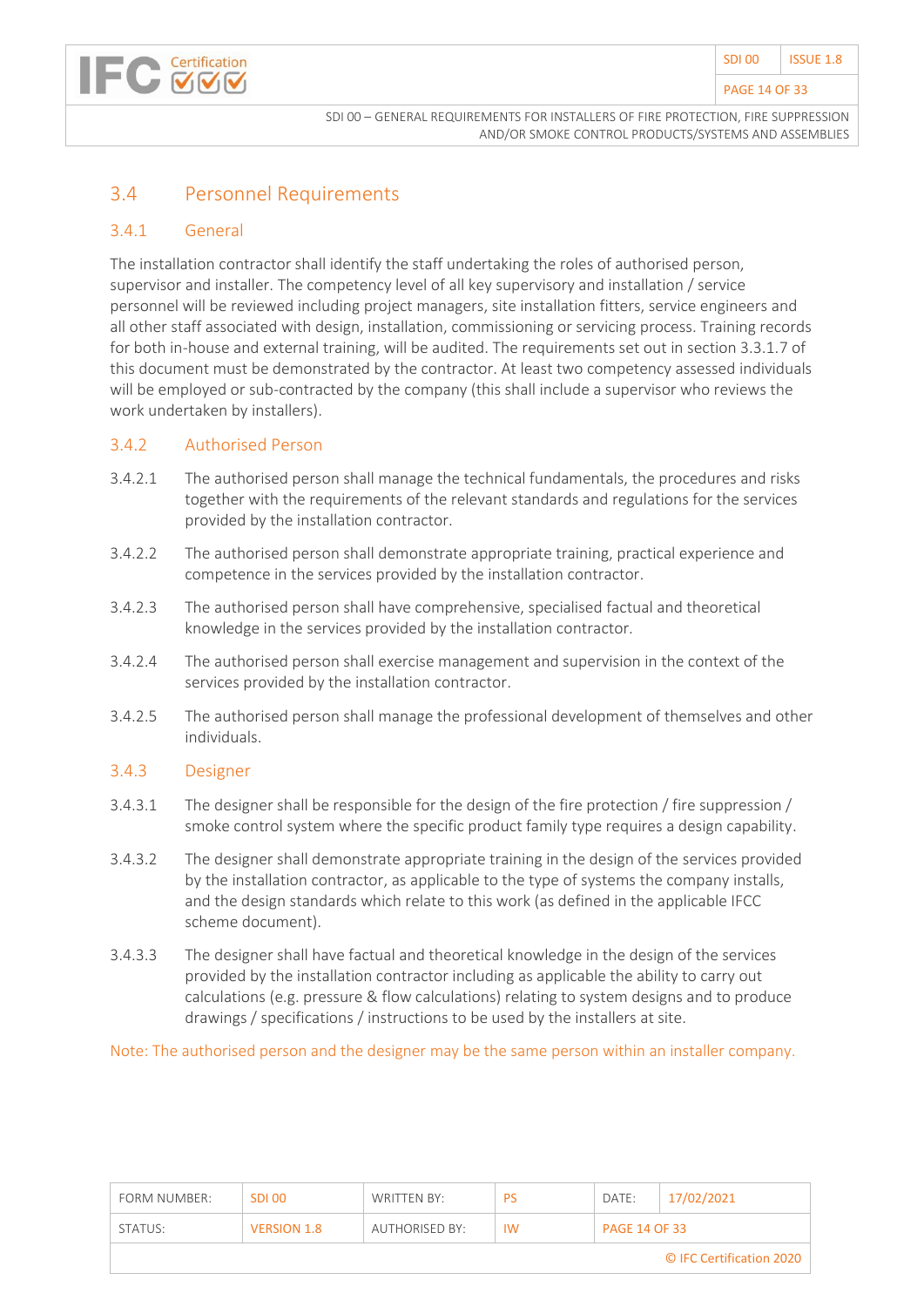## 3.4 Personnel Requirements

### 3.4.1 General

The installation contractor shall identify the staff undertaking the roles of authorised person, supervisor and installer. The competency level of all key supervisory and installation / service personnel will be reviewed including project managers, site installation fitters, service engineers and all other staff associated with design, installation, commissioning or servicing process. Training records for both in-house and external training, will be audited. The requirements set out in section 3.3.1.7 of this document must be demonstrated by the contractor. At least two competency assessed individuals will be employed or sub-contracted by the company (this shall include a supervisor who reviews the work undertaken by installers).

### 3.4.2 Authorised Person

3.4.2.1 The authorised person shall manage the technical fundamentals, the procedures and risks together with the requirements of the relevant standards and regulations for the services provided by the installation contractor.

3.4.2.2 The authorised person shall demonstrate appropriate training, practical experience and competence in the services provided by the installation contractor.

3.4.2.3 The authorised person shall have comprehensive, specialised factual and theoretical knowledge in the services provided by the installation contractor.

3.4.2.4 The authorised person shall exercise management and supervision in the context of the services provided by the installation contractor.

3.4.2.5 The authorised person shall manage the professional development of themselves and other individuals.

### 3.4.3 Designer

3.4.3.1 The designer shall be responsible for the design of the fire protection / fire suppression / smoke control system where the specific product family type requires a design capability.

3.4.3.2 The designer shall demonstrate appropriate training in the design of the services provided by the installation contractor, as applicable to the type of systems the company installs, and the design standards which relate to this work (as defined in the applicable IFCC scheme document).

3.4.3.3 The designer shall have factual and theoretical knowledge in the design of the services provided by the installation contractor including as applicable the ability to carry out calculations (e.g. pressure & flow calculations) relating to system designs and to produce drawings / specifications / instructions to be used by the installers at site.

Note: The authorised person and the designer may be the same person within an installer company.

| FORM NUMBER: | SDI 00 | WRITTEN BY: | PS | DATE: | 17/02/2021 |
|---|---|---|---|---|---|
| STATUS: | VERSION 1.8 | AUTHORISED BY: | IW | PAGE 14 OF 33 | |
| | | | | | © IFC Certification 2020 |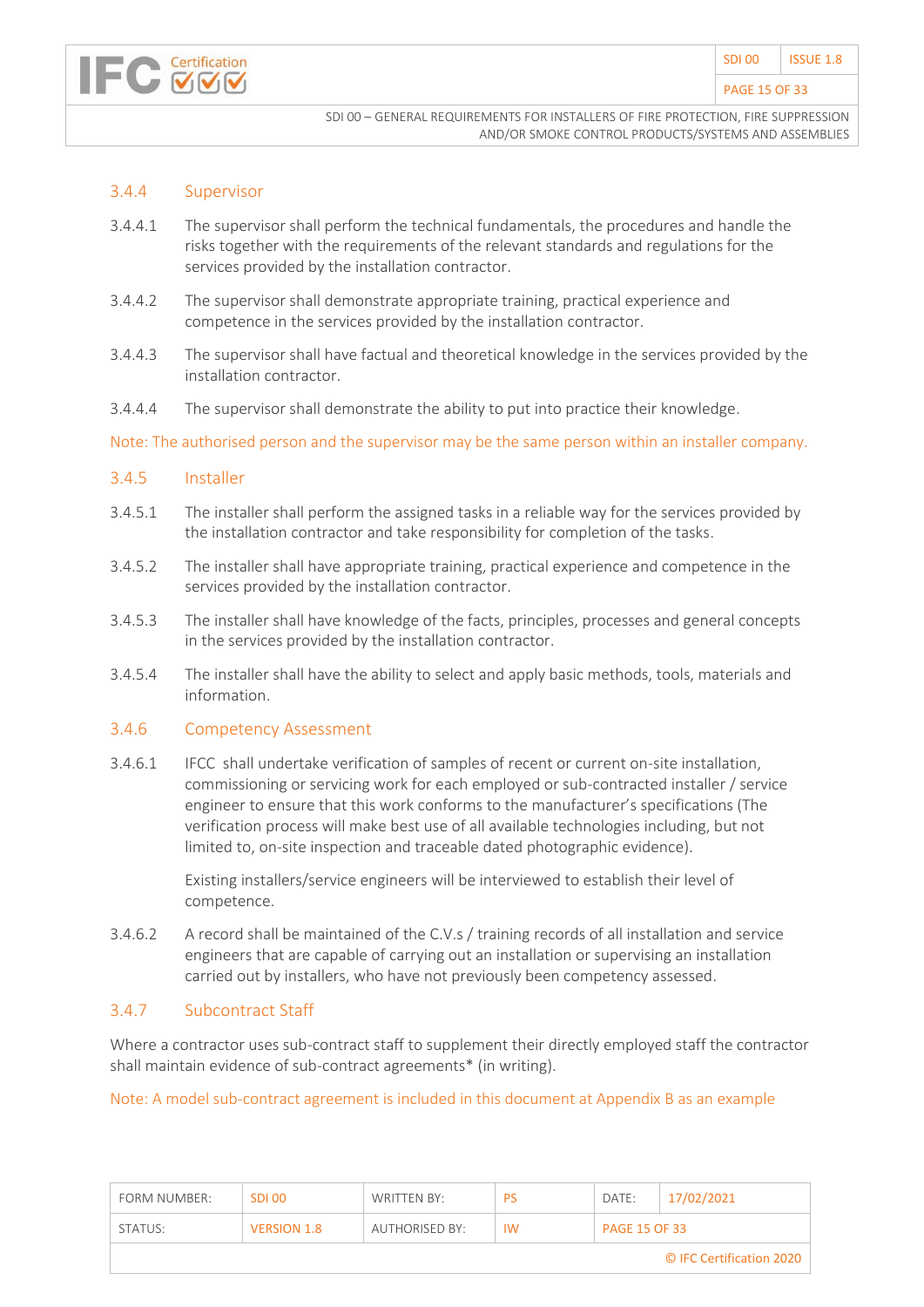### 3.4.4 Supervisor

3.4.4.1 The supervisor shall perform the technical fundamentals, the procedures and handle the risks together with the requirements of the relevant standards and regulations for the services provided by the installation contractor.

3.4.4.2 The supervisor shall demonstrate appropriate training, practical experience and competence in the services provided by the installation contractor.

3.4.4.3 The supervisor shall have factual and theoretical knowledge in the services provided by the installation contractor.

3.4.4.4 The supervisor shall demonstrate the ability to put into practice their knowledge.

Note: The authorised person and the supervisor may be the same person within an installer company.

### 3.4.5 Installer

3.4.5.1 The installer shall perform the assigned tasks in a reliable way for the services provided by the installation contractor and take responsibility for completion of the tasks.

3.4.5.2 The installer shall have appropriate training, practical experience and competence in the services provided by the installation contractor.

3.4.5.3 The installer shall have knowledge of the facts, principles, processes and general concepts in the services provided by the installation contractor.

3.4.5.4 The installer shall have the ability to select and apply basic methods, tools, materials and information.

### 3.4.6 Competency Assessment

3.4.6.1 IFCC shall undertake verification of samples of recent or current on-site installation, commissioning or servicing work for each employed or sub-contracted installer / service engineer to ensure that this work conforms to the manufacturer's specifications (The verification process will make best use of all available technologies including, but not limited to, on-site inspection and traceable dated photographic evidence).

Existing installers/service engineers will be interviewed to establish their level of competence.

3.4.6.2 A record shall be maintained of the C.V.s / training records of all installation and service engineers that are capable of carrying out an installation or supervising an installation carried out by installers, who have not previously been competency assessed.

### 3.4.7 Subcontract Staff

Where a contractor uses sub-contract staff to supplement their directly employed staff the contractor shall maintain evidence of sub-contract agreements* (in writing).

Note: A model sub-contract agreement is included in this document at Appendix B as an example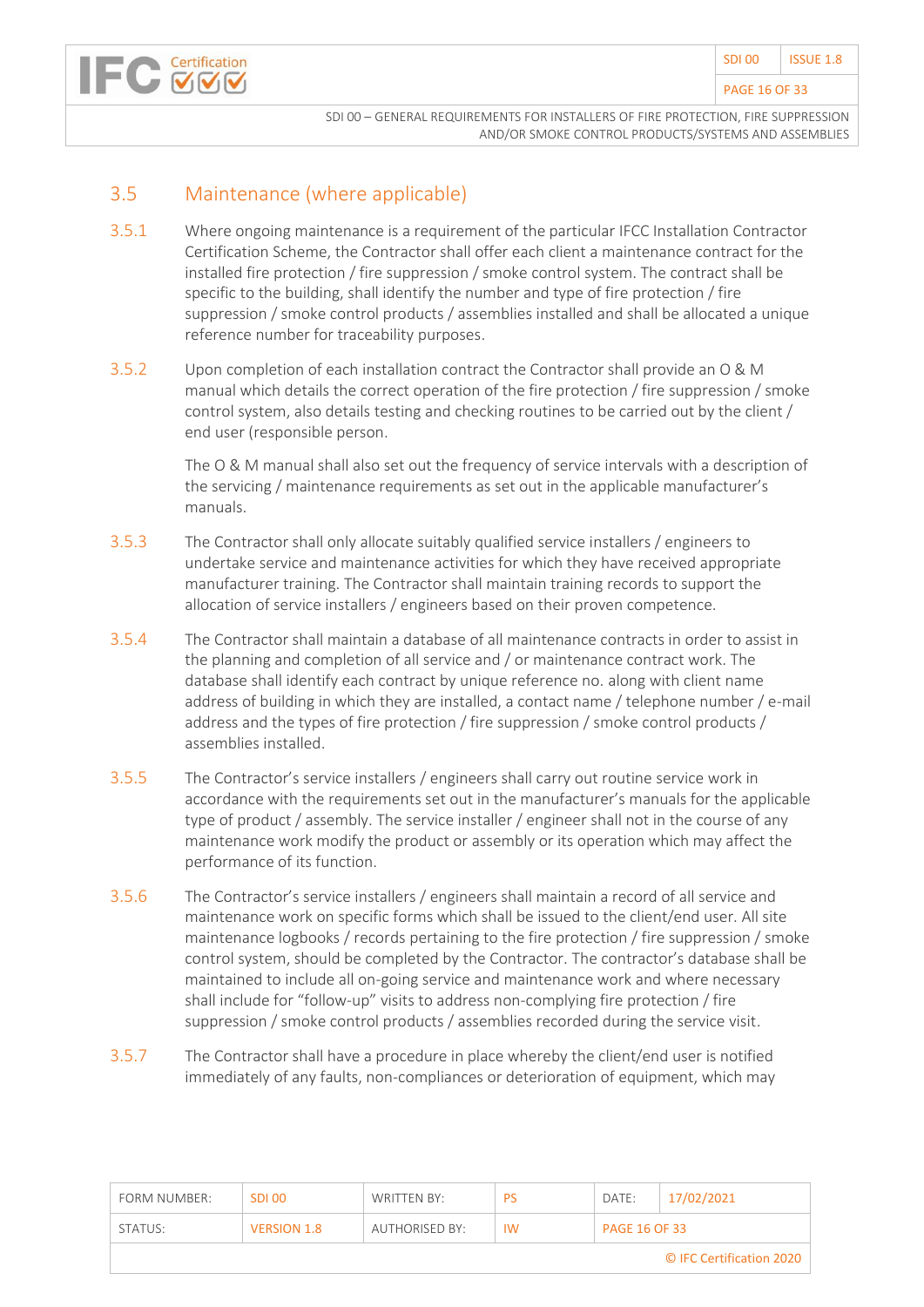## 3.5 Maintenance (where applicable)

3.5.1 Where ongoing maintenance is a requirement of the particular IFCC Installation Contractor Certification Scheme, the Contractor shall offer each client a maintenance contract for the installed fire protection / fire suppression / smoke control system. The contract shall be specific to the building, shall identify the number and type of fire protection / fire suppression / smoke control products / assemblies installed and shall be allocated a unique reference number for traceability purposes.

3.5.2 Upon completion of each installation contract the Contractor shall provide an O & M manual which details the correct operation of the fire protection / fire suppression / smoke control system, also details testing and checking routines to be carried out by the client / end user (responsible person.

The O & M manual shall also set out the frequency of service intervals with a description of the servicing / maintenance requirements as set out in the applicable manufacturer's manuals.

3.5.3 The Contractor shall only allocate suitably qualified service installers / engineers to undertake service and maintenance activities for which they have received appropriate manufacturer training. The Contractor shall maintain training records to support the allocation of service installers / engineers based on their proven competence.

3.5.4 The Contractor shall maintain a database of all maintenance contracts in order to assist in the planning and completion of all service and / or maintenance contract work. The database shall identify each contract by unique reference no. along with client name address of building in which they are installed, a contact name / telephone number / e-mail address and the types of fire protection / fire suppression / smoke control products / assemblies installed.

3.5.5 The Contractor's service installers / engineers shall carry out routine service work in accordance with the requirements set out in the manufacturer's manuals for the applicable type of product / assembly. The service installer / engineer shall not in the course of any maintenance work modify the product or assembly or its operation which may affect the performance of its function.

3.5.6 The Contractor's service installers / engineers shall maintain a record of all service and maintenance work on specific forms which shall be issued to the client/end user. All site maintenance logbooks / records pertaining to the fire protection / fire suppression / smoke control system, should be completed by the Contractor. The contractor's database shall be maintained to include all on-going service and maintenance work and where necessary shall include for "follow-up" visits to address non-complying fire protection / fire suppression / smoke control products / assemblies recorded during the service visit.

3.5.7 The Contractor shall have a procedure in place whereby the client/end user is notified immediately of any faults, non-compliances or deterioration of equipment, which may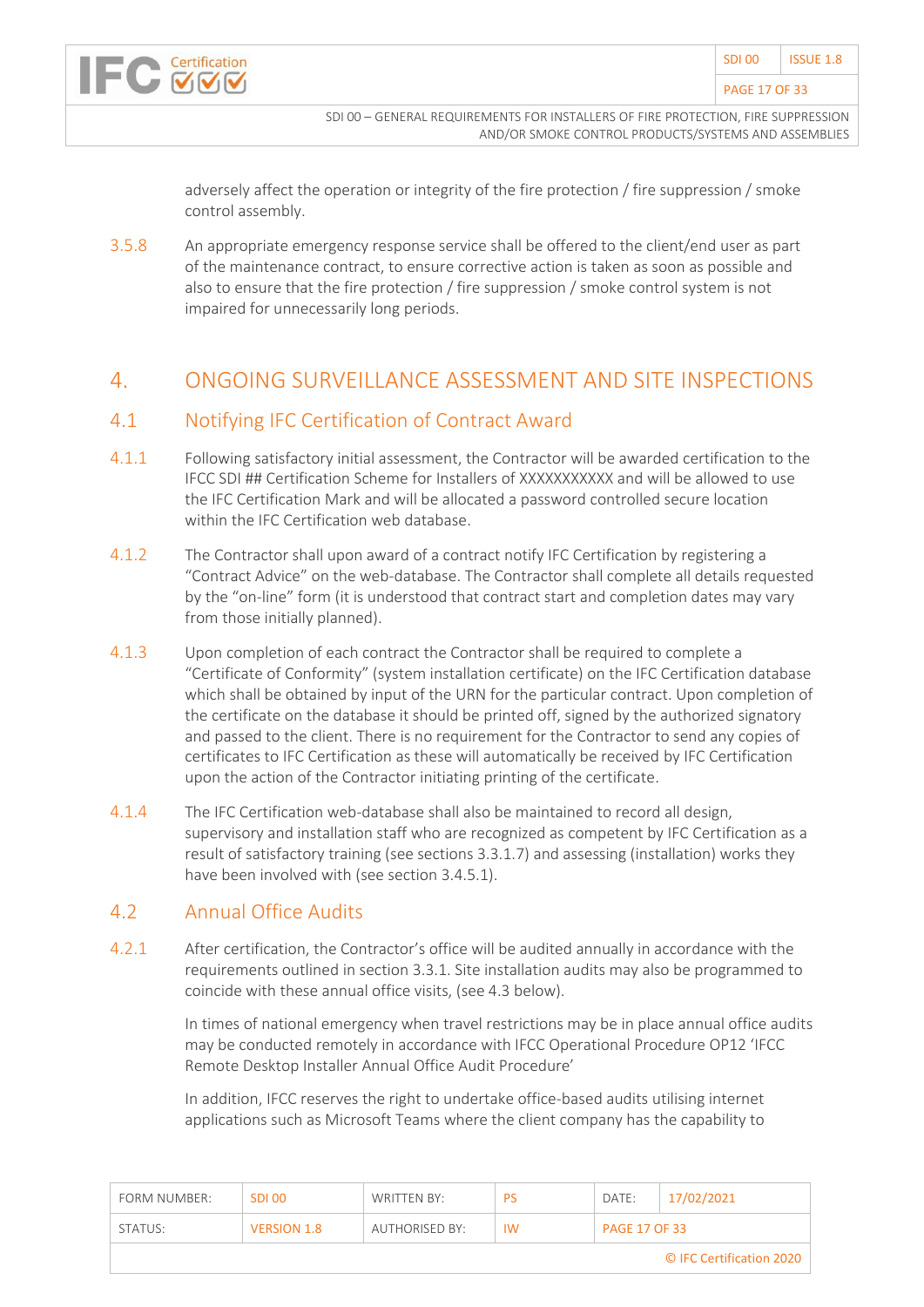adversely affect the operation or integrity of the fire protection / fire suppression / smoke control assembly.

3.5.8 An appropriate emergency response service shall be offered to the client/end user as part of the maintenance contract, to ensure corrective action is taken as soon as possible and also to ensure that the fire protection / fire suppression / smoke control system is not impaired for unnecessarily long periods.

# 4. ONGOING SURVEILLANCE ASSESSMENT AND SITE INSPECTIONS

## 4.1 Notifying IFC Certification of Contract Award

4.1.1 Following satisfactory initial assessment, the Contractor will be awarded certification to the IFCC SDI ## Certification Scheme for Installers of XXXXXXXXXXX and will be allowed to use the IFC Certification Mark and will be allocated a password controlled secure location within the IFC Certification web database.

4.1.2 The Contractor shall upon award of a contract notify IFC Certification by registering a "Contract Advice" on the web-database. The Contractor shall complete all details requested by the "on-line" form (it is understood that contract start and completion dates may vary from those initially planned).

4.1.3 Upon completion of each contract the Contractor shall be required to complete a "Certificate of Conformity" (system installation certificate) on the IFC Certification database which shall be obtained by input of the URN for the particular contract. Upon completion of the certificate on the database it should be printed off, signed by the authorized signatory and passed to the client. There is no requirement for the Contractor to send any copies of certificates to IFC Certification as these will automatically be received by IFC Certification upon the action of the Contractor initiating printing of the certificate.

4.1.4 The IFC Certification web-database shall also be maintained to record all design, supervisory and installation staff who are recognized as competent by IFC Certification as a result of satisfactory training (see sections 3.3.1.7) and assessing (installation) works they have been involved with (see section 3.4.5.1).

## 4.2 Annual Office Audits

4.2.1 After certification, the Contractor's office will be audited annually in accordance with the requirements outlined in section 3.3.1. Site installation audits may also be programmed to coincide with these annual office visits, (see 4.3 below).

In times of national emergency when travel restrictions may be in place annual office audits may be conducted remotely in accordance with IFCC Operational Procedure OP12 'IFCC Remote Desktop Installer Annual Office Audit Procedure'

In addition, IFCC reserves the right to undertake office-based audits utilising internet applications such as Microsoft Teams where the client company has the capability to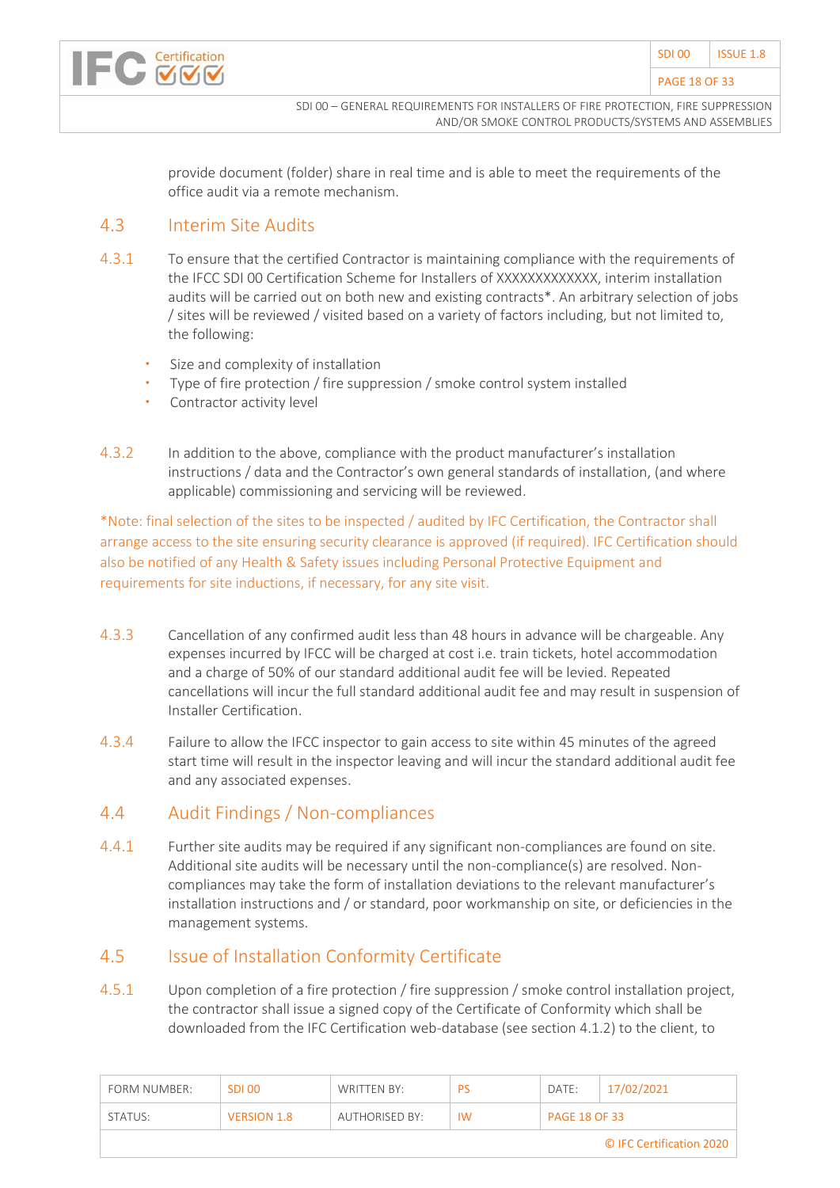provide document (folder) share in real time and is able to meet the requirements of the office audit via a remote mechanism.

## 4.3 Interim Site Audits

4.3.1 To ensure that the certified Contractor is maintaining compliance with the requirements of the IFCC SDI 00 Certification Scheme for Installers of XXXXXXXXXXXX, interim installation audits will be carried out on both new and existing contracts*. An arbitrary selection of jobs / sites will be reviewed / visited based on a variety of factors including, but not limited to, the following:

- Size and complexity of installation
- Type of fire protection / fire suppression / smoke control system installed
- Contractor activity level

4.3.2 In addition to the above, compliance with the product manufacturer's installation instructions / data and the Contractor's own general standards of installation, (and where applicable) commissioning and servicing will be reviewed.

*Note: final selection of the sites to be inspected / audited by IFC Certification, the Contractor shall arrange access to the site ensuring security clearance is approved (if required). IFC Certification should also be notified of any Health & Safety issues including Personal Protective Equipment and requirements for site inductions, if necessary, for any site visit.

4.3.3 Cancellation of any confirmed audit less than 48 hours in advance will be chargeable. Any expenses incurred by IFCC will be charged at cost i.e. train tickets, hotel accommodation and a charge of 50% of our standard additional audit fee will be levied. Repeated cancellations will incur the full standard additional audit fee and may result in suspension of Installer Certification.

4.3.4 Failure to allow the IFCC inspector to gain access to site within 45 minutes of the agreed start time will result in the inspector leaving and will incur the standard additional audit fee and any associated expenses.

## 4.4 Audit Findings / Non-compliances

4.4.1 Further site audits may be required if any significant non-compliances are found on site. Additional site audits will be necessary until the non-compliance(s) are resolved. Non-compliances may take the form of installation deviations to the relevant manufacturer's installation instructions and / or standard, poor workmanship on site, or deficiencies in the management systems.

## 4.5 Issue of Installation Conformity Certificate

4.5.1 Upon completion of a fire protection / fire suppression / smoke control installation project, the contractor shall issue a signed copy of the Certificate of Conformity which shall be downloaded from the IFC Certification web-database (see section 4.1.2) to the client, to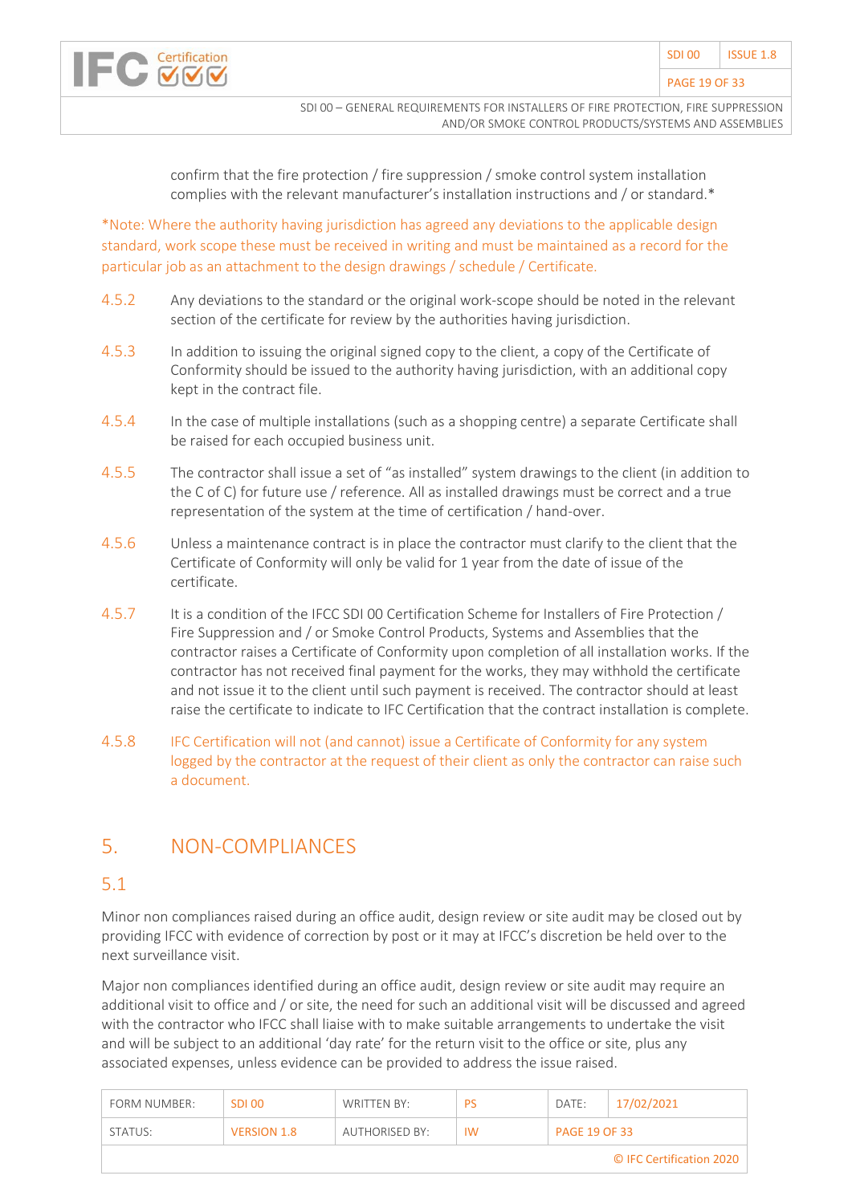confirm that the fire protection / fire suppression / smoke control system installation complies with the relevant manufacturer's installation instructions and / or standard.*

*Note: Where the authority having jurisdiction has agreed any deviations to the applicable design standard, work scope these must be received in writing and must be maintained as a record for the particular job as an attachment to the design drawings / schedule / Certificate.

4.5.2 Any deviations to the standard or the original work-scope should be noted in the relevant section of the certificate for review by the authorities having jurisdiction.

4.5.3 In addition to issuing the original signed copy to the client, a copy of the Certificate of Conformity should be issued to the authority having jurisdiction, with an additional copy kept in the contract file.

4.5.4 In the case of multiple installations (such as a shopping centre) a separate Certificate shall be raised for each occupied business unit.

4.5.5 The contractor shall issue a set of "as installed" system drawings to the client (in addition to the C of C) for future use / reference. All as installed drawings must be correct and a true representation of the system at the time of certification / hand-over.

4.5.6 Unless a maintenance contract is in place the contractor must clarify to the client that the Certificate of Conformity will only be valid for 1 year from the date of issue of the certificate.

4.5.7 It is a condition of the IFCC SDI 00 Certification Scheme for Installers of Fire Protection / Fire Suppression and / or Smoke Control Products, Systems and Assemblies that the contractor raises a Certificate of Conformity upon completion of all installation works. If the contractor has not received final payment for the works, they may withhold the certificate and not issue it to the client until such payment is received. The contractor should at least raise the certificate to indicate to IFC Certification that the contract installation is complete.

4.5.8 IFC Certification will not (and cannot) issue a Certificate of Conformity for any system logged by the contractor at the request of their client as only the contractor can raise such a document.

# 5. NON-COMPLIANCES

## 5.1

Minor non compliances raised during an office audit, design review or site audit may be closed out by providing IFCC with evidence of correction by post or it may at IFCC's discretion be held over to the next surveillance visit.

Major non compliances identified during an office audit, design review or site audit may require an additional visit to office and / or site, the need for such an additional visit will be discussed and agreed with the contractor who IFCC shall liaise with to make suitable arrangements to undertake the visit and will be subject to an additional 'day rate' for the return visit to the office or site, plus any associated expenses, unless evidence can be provided to address the issue raised.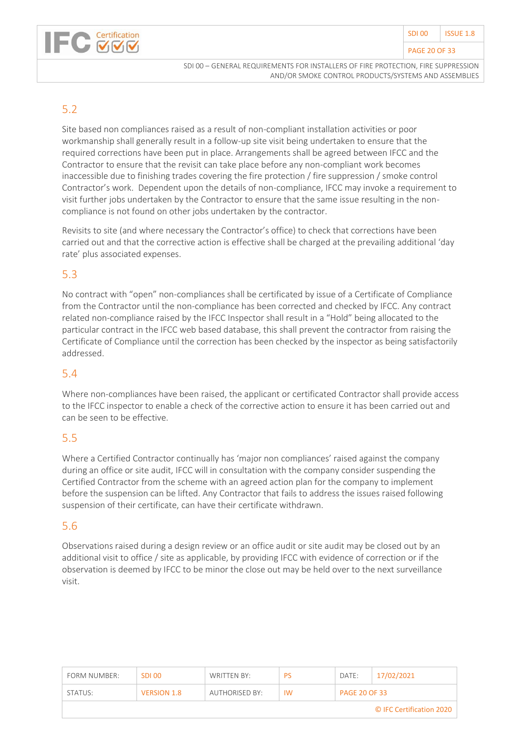## 5.2

Site based non compliances raised as a result of non-compliant installation activities or poor workmanship shall generally result in a follow-up site visit being undertaken to ensure that the required corrections have been put in place. Arrangements shall be agreed between IFCC and the Contractor to ensure that the revisit can take place before any non-compliant work becomes inaccessible due to finishing trades covering the fire protection / fire suppression / smoke control Contractor's work. Dependent upon the details of non-compliance, IFCC may invoke a requirement to visit further jobs undertaken by the Contractor to ensure that the same issue resulting in the non-compliance is not found on other jobs undertaken by the contractor.

Revisits to site (and where necessary the Contractor's office) to check that corrections have been carried out and that the corrective action is effective shall be charged at the prevailing additional 'day rate' plus associated expenses.

## 5.3

No contract with "open" non-compliances shall be certificated by issue of a Certificate of Compliance from the Contractor until the non-compliance has been corrected and checked by IFCC. Any contract related non-compliance raised by the IFCC Inspector shall result in a "Hold" being allocated to the particular contract in the IFCC web based database, this shall prevent the contractor from raising the Certificate of Compliance until the correction has been checked by the inspector as being satisfactorily addressed.

## 5.4

Where non-compliances have been raised, the applicant or certificated Contractor shall provide access to the IFCC inspector to enable a check of the corrective action to ensure it has been carried out and can be seen to be effective.

## 5.5

Where a Certified Contractor continually has 'major non compliances' raised against the company during an office or site audit, IFCC will in consultation with the company consider suspending the Certified Contractor from the scheme with an agreed action plan for the company to implement before the suspension can be lifted. Any Contractor that fails to address the issues raised following suspension of their certificate, can have their certificate withdrawn.

## 5.6

Observations raised during a design review or an office audit or site audit may be closed out by an additional visit to office / site as applicable, by providing IFCC with evidence of correction or if the observation is deemed by IFCC to be minor the close out may be held over to the next surveillance visit.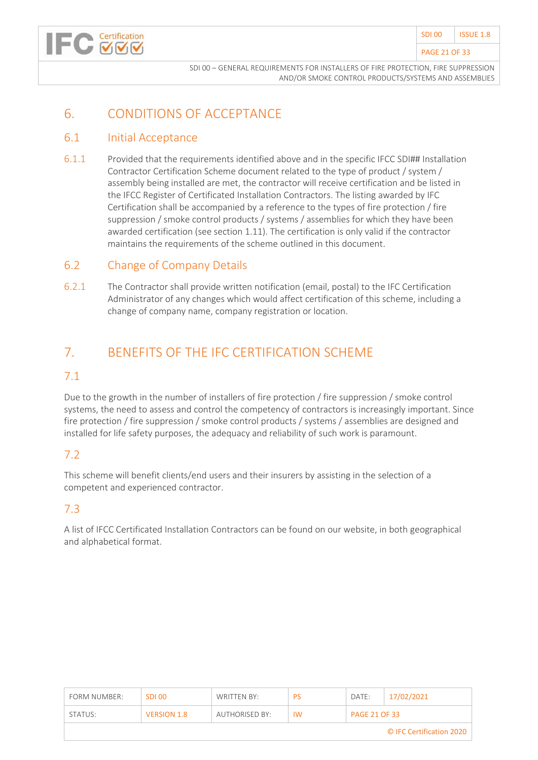# 6. CONDITIONS OF ACCEPTANCE

## 6.1 Initial Acceptance

6.1.1 Provided that the requirements identified above and in the specific IFCC SDI## Installation Contractor Certification Scheme document related to the type of product / system / assembly being installed are met, the contractor will receive certification and be listed in the IFCC Register of Certificated Installation Contractors. The listing awarded by IFC Certification shall be accompanied by a reference to the types of fire protection / fire suppression / smoke control products / systems / assemblies for which they have been awarded certification (see section 1.11). The certification is only valid if the contractor maintains the requirements of the scheme outlined in this document.

## 6.2 Change of Company Details

6.2.1 The Contractor shall provide written notification (email, postal) to the IFC Certification Administrator of any changes which would affect certification of this scheme, including a change of company name, company registration or location.

# 7. BENEFITS OF THE IFC CERTIFICATION SCHEME

## 7.1

Due to the growth in the number of installers of fire protection / fire suppression / smoke control systems, the need to assess and control the competency of contractors is increasingly important. Since fire protection / fire suppression / smoke control products / systems / assemblies are designed and installed for life safety purposes, the adequacy and reliability of such work is paramount.

## 7.2

This scheme will benefit clients/end users and their insurers by assisting in the selection of a competent and experienced contractor.

## 7.3

A list of IFCC Certificated Installation Contractors can be found on our website, in both geographical and alphabetical format.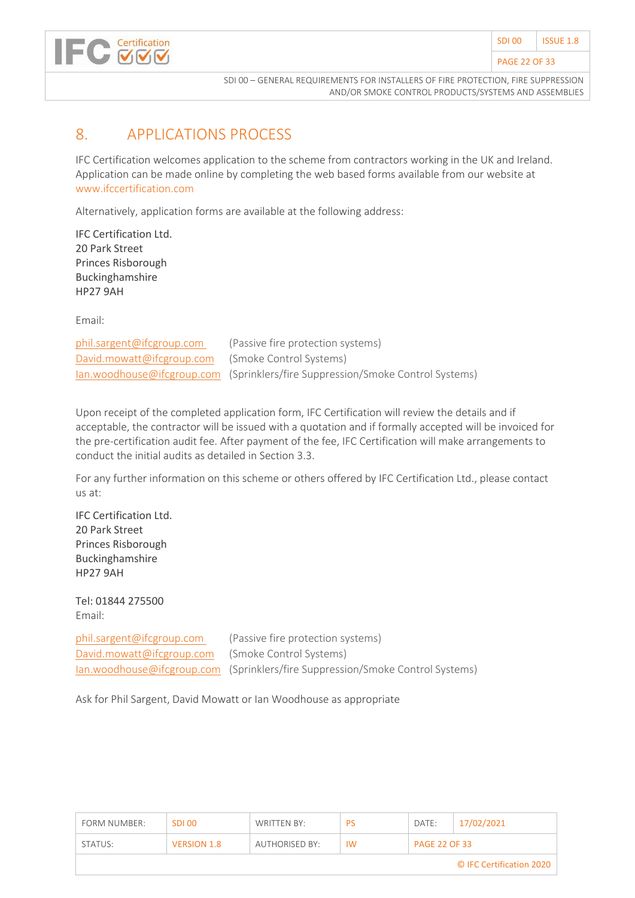# 8. APPLICATIONS PROCESS

IFC Certification welcomes application to the scheme from contractors working in the UK and Ireland. Application can be made online by completing the web based forms available from our website at www.ifccertification.com

Alternatively, application forms are available at the following address:

IFC Certification Ltd.
20 Park Street
Princes Risborough
Buckinghamshire
HP27 9AH

Email:

| | |
|---|---|
| phil.sargent@ifcgroup.com | (Passive fire protection systems) |
| David.mowatt@ifcgroup.com | (Smoke Control Systems) |
| Ian.woodhouse@ifcgroup.com | (Sprinklers/fire Suppression/Smoke Control Systems) |

Upon receipt of the completed application form, IFC Certification will review the details and if acceptable, the contractor will be issued with a quotation and if formally accepted will be invoiced for the pre-certification audit fee. After payment of the fee, IFC Certification will make arrangements to conduct the initial audits as detailed in Section 3.3.

For any further information on this scheme or others offered by IFC Certification Ltd., please contact us at:

IFC Certification Ltd.
20 Park Street
Princes Risborough
Buckinghamshire
HP27 9AH

Tel: 01844 275500
Email:

| | |
|---|---|
| phil.sargent@ifcgroup.com | (Passive fire protection systems) |
| David.mowatt@ifcgroup.com | (Smoke Control Systems) |
| Ian.woodhouse@ifcgroup.com | (Sprinklers/fire Suppression/Smoke Control Systems) |

Ask for Phil Sargent, David Mowatt or Ian Woodhouse as appropriate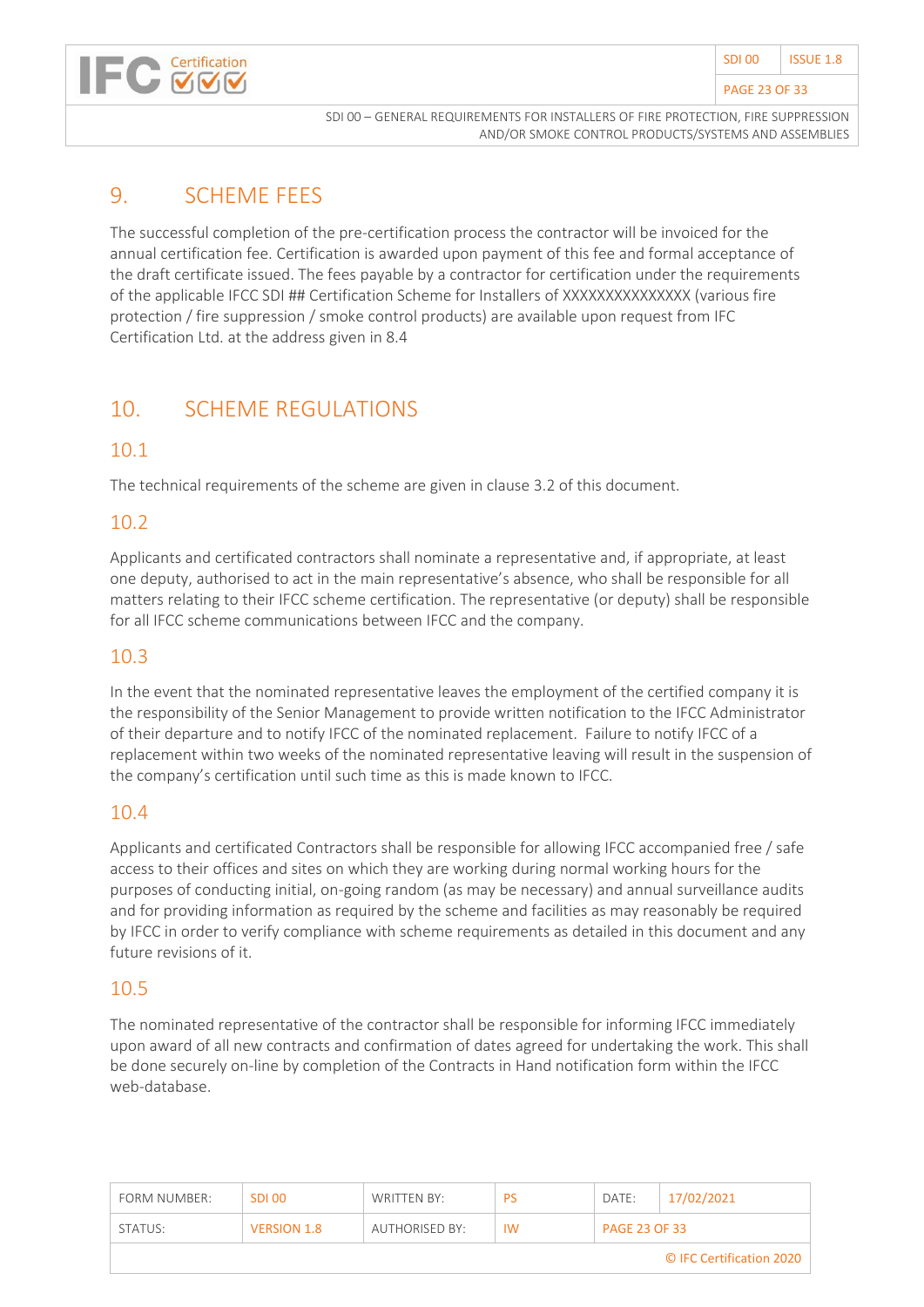## 9. SCHEME FEES

The successful completion of the pre-certification process the contractor will be invoiced for the annual certification fee. Certification is awarded upon payment of this fee and formal acceptance of the draft certificate issued. The fees payable by a contractor for certification under the requirements of the applicable IFCC SDI ## Certification Scheme for Installers of XXXXXXXXXXXXXXX (various fire protection / fire suppression / smoke control products) are available upon request from IFC Certification Ltd. at the address given in 8.4

## 10. SCHEME REGULATIONS

### 10.1

The technical requirements of the scheme are given in clause 3.2 of this document.

### 10.2

Applicants and certificated contractors shall nominate a representative and, if appropriate, at least one deputy, authorised to act in the main representative's absence, who shall be responsible for all matters relating to their IFCC scheme certification. The representative (or deputy) shall be responsible for all IFCC scheme communications between IFCC and the company.

### 10.3

In the event that the nominated representative leaves the employment of the certified company it is the responsibility of the Senior Management to provide written notification to the IFCC Administrator of their departure and to notify IFCC of the nominated replacement. Failure to notify IFCC of a replacement within two weeks of the nominated representative leaving will result in the suspension of the company's certification until such time as this is made known to IFCC.

### 10.4

Applicants and certificated Contractors shall be responsible for allowing IFCC accompanied free / safe access to their offices and sites on which they are working during normal working hours for the purposes of conducting initial, on-going random (as may be necessary) and annual surveillance audits and for providing information as required by the scheme and facilities as may reasonably be required by IFCC in order to verify compliance with scheme requirements as detailed in this document and any future revisions of it.

### 10.5

The nominated representative of the contractor shall be responsible for informing IFCC immediately upon award of all new contracts and confirmation of dates agreed for undertaking the work. This shall be done securely on-line by completion of the Contracts in Hand notification form within the IFCC web-database.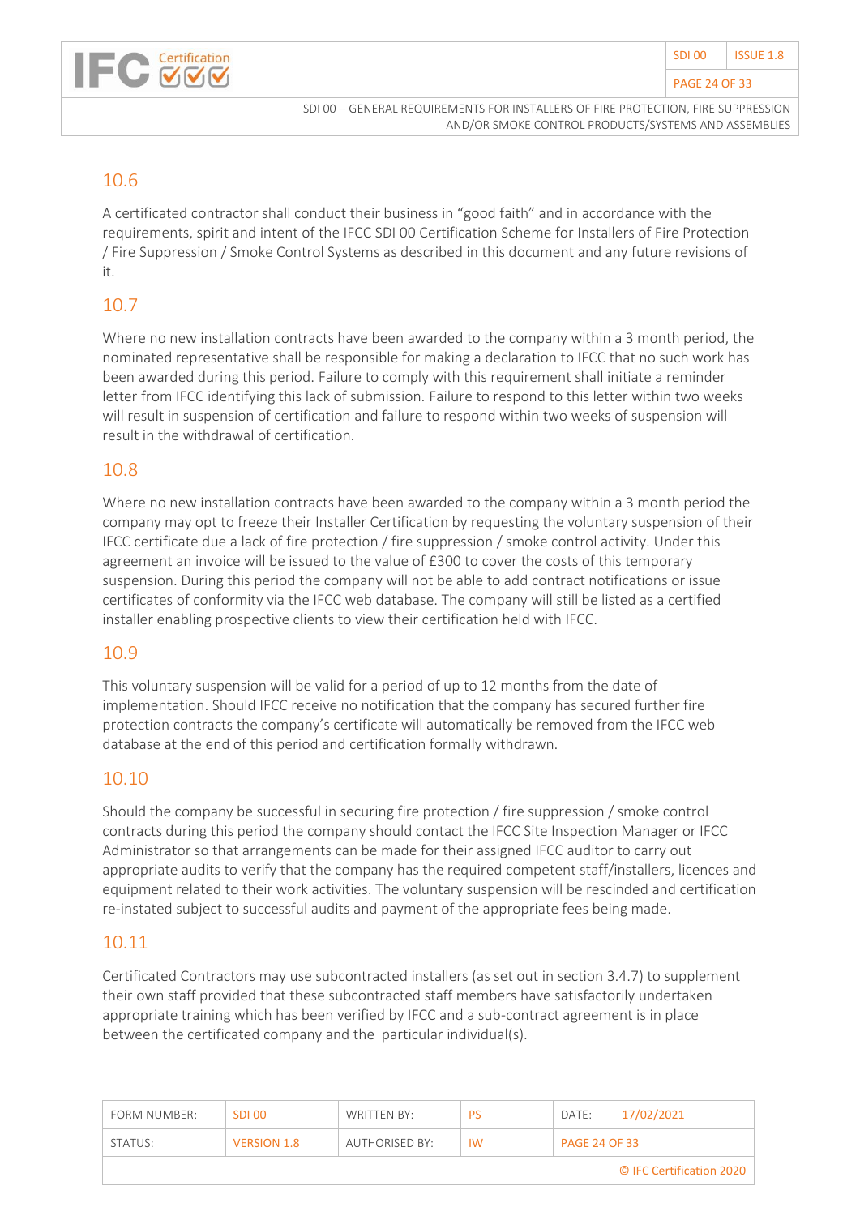## 10.6

A certificated contractor shall conduct their business in "good faith" and in accordance with the requirements, spirit and intent of the IFCC SDI 00 Certification Scheme for Installers of Fire Protection / Fire Suppression / Smoke Control Systems as described in this document and any future revisions of it.

## 10.7

Where no new installation contracts have been awarded to the company within a 3 month period, the nominated representative shall be responsible for making a declaration to IFCC that no such work has been awarded during this period. Failure to comply with this requirement shall initiate a reminder letter from IFCC identifying this lack of submission. Failure to respond to this letter within two weeks will result in suspension of certification and failure to respond within two weeks of suspension will result in the withdrawal of certification.

## 10.8

Where no new installation contracts have been awarded to the company within a 3 month period the company may opt to freeze their Installer Certification by requesting the voluntary suspension of their IFCC certificate due a lack of fire protection / fire suppression / smoke control activity. Under this agreement an invoice will be issued to the value of £300 to cover the costs of this temporary suspension. During this period the company will not be able to add contract notifications or issue certificates of conformity via the IFCC web database. The company will still be listed as a certified installer enabling prospective clients to view their certification held with IFCC.

## 10.9

This voluntary suspension will be valid for a period of up to 12 months from the date of implementation. Should IFCC receive no notification that the company has secured further fire protection contracts the company's certificate will automatically be removed from the IFCC web database at the end of this period and certification formally withdrawn.

## 10.10

Should the company be successful in securing fire protection / fire suppression / smoke control contracts during this period the company should contact the IFCC Site Inspection Manager or IFCC Administrator so that arrangements can be made for their assigned IFCC auditor to carry out appropriate audits to verify that the company has the required competent staff/installers, licences and equipment related to their work activities. The voluntary suspension will be rescinded and certification re-instated subject to successful audits and payment of the appropriate fees being made.

## 10.11

Certificated Contractors may use subcontracted installers (as set out in section 3.4.7) to supplement their own staff provided that these subcontracted staff members have satisfactorily undertaken appropriate training which has been verified by IFCC and a sub-contract agreement is in place between the certificated company and the particular individual(s).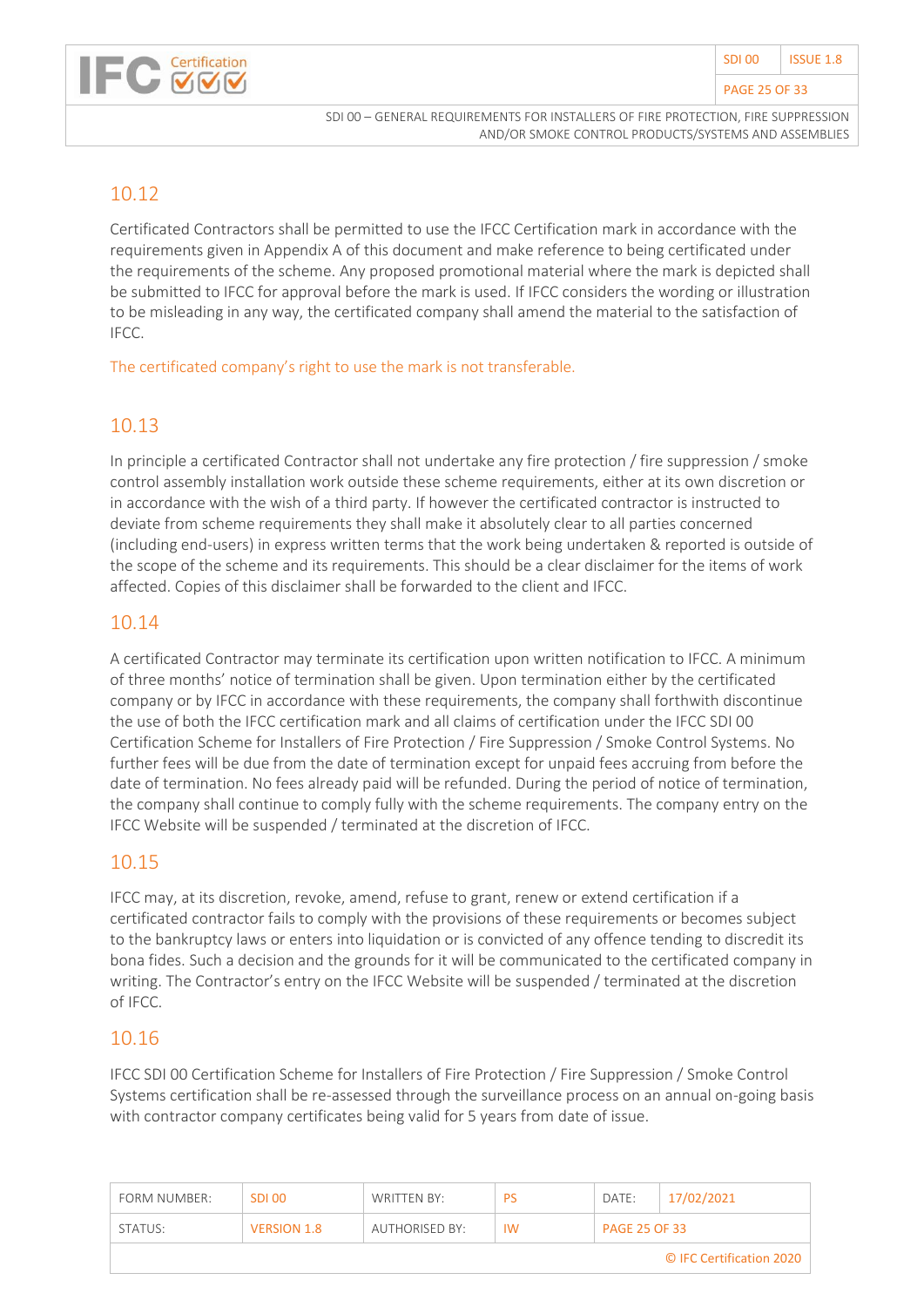## 10.12

Certificated Contractors shall be permitted to use the IFCC Certification mark in accordance with the requirements given in Appendix A of this document and make reference to being certificated under the requirements of the scheme. Any proposed promotional material where the mark is depicted shall be submitted to IFCC for approval before the mark is used. If IFCC considers the wording or illustration to be misleading in any way, the certificated company shall amend the material to the satisfaction of IFCC.

The certificated company's right to use the mark is not transferable.

## 10.13

In principle a certificated Contractor shall not undertake any fire protection / fire suppression / smoke control assembly installation work outside these scheme requirements, either at its own discretion or in accordance with the wish of a third party. If however the certificated contractor is instructed to deviate from scheme requirements they shall make it absolutely clear to all parties concerned (including end-users) in express written terms that the work being undertaken & reported is outside of the scope of the scheme and its requirements. This should be a clear disclaimer for the items of work affected. Copies of this disclaimer shall be forwarded to the client and IFCC.

## 10.14

A certificated Contractor may terminate its certification upon written notification to IFCC. A minimum of three months' notice of termination shall be given. Upon termination either by the certificated company or by IFCC in accordance with these requirements, the company shall forthwith discontinue the use of both the IFCC certification mark and all claims of certification under the IFCC SDI 00 Certification Scheme for Installers of Fire Protection / Fire Suppression / Smoke Control Systems. No further fees will be due from the date of termination except for unpaid fees accruing from before the date of termination. No fees already paid will be refunded. During the period of notice of termination, the company shall continue to comply fully with the scheme requirements. The company entry on the IFCC Website will be suspended / terminated at the discretion of IFCC.

## 10.15

IFCC may, at its discretion, revoke, amend, refuse to grant, renew or extend certification if a certificated contractor fails to comply with the provisions of these requirements or becomes subject to the bankruptcy laws or enters into liquidation or is convicted of any offence tending to discredit its bona fides. Such a decision and the grounds for it will be communicated to the certificated company in writing. The Contractor's entry on the IFCC Website will be suspended / terminated at the discretion of IFCC.

## 10.16

IFCC SDI 00 Certification Scheme for Installers of Fire Protection / Fire Suppression / Smoke Control Systems certification shall be re-assessed through the surveillance process on an annual on-going basis with contractor company certificates being valid for 5 years from date of issue.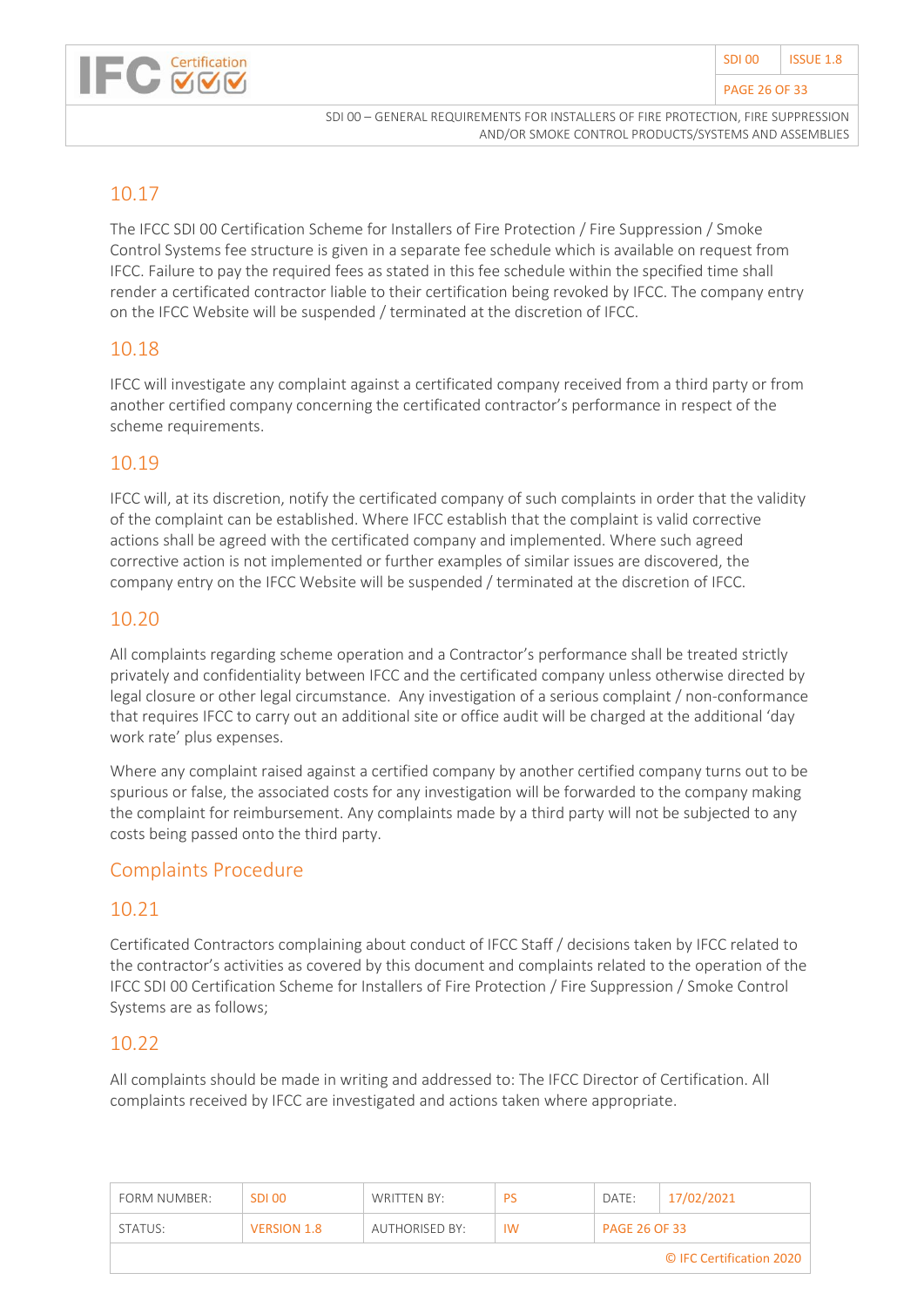## 10.17

The IFCC SDI 00 Certification Scheme for Installers of Fire Protection / Fire Suppression / Smoke Control Systems fee structure is given in a separate fee schedule which is available on request from IFCC. Failure to pay the required fees as stated in this fee schedule within the specified time shall render a certificated contractor liable to their certification being revoked by IFCC. The company entry on the IFCC Website will be suspended / terminated at the discretion of IFCC.

## 10.18

IFCC will investigate any complaint against a certificated company received from a third party or from another certified company concerning the certificated contractor's performance in respect of the scheme requirements.

## 10.19

IFCC will, at its discretion, notify the certificated company of such complaints in order that the validity of the complaint can be established. Where IFCC establish that the complaint is valid corrective actions shall be agreed with the certificated company and implemented. Where such agreed corrective action is not implemented or further examples of similar issues are discovered, the company entry on the IFCC Website will be suspended / terminated at the discretion of IFCC.

## 10.20

All complaints regarding scheme operation and a Contractor's performance shall be treated strictly privately and confidentiality between IFCC and the certificated company unless otherwise directed by legal closure or other legal circumstance. Any investigation of a serious complaint / non-conformance that requires IFCC to carry out an additional site or office audit will be charged at the additional 'day work rate' plus expenses.

Where any complaint raised against a certified company by another certified company turns out to be spurious or false, the associated costs for any investigation will be forwarded to the company making the complaint for reimbursement. Any complaints made by a third party will not be subjected to any costs being passed onto the third party.

## Complaints Procedure

## 10.21

Certificated Contractors complaining about conduct of IFCC Staff / decisions taken by IFCC related to the contractor's activities as covered by this document and complaints related to the operation of the IFCC SDI 00 Certification Scheme for Installers of Fire Protection / Fire Suppression / Smoke Control Systems are as follows;

## 10.22

All complaints should be made in writing and addressed to: The IFCC Director of Certification. All complaints received by IFCC are investigated and actions taken where appropriate.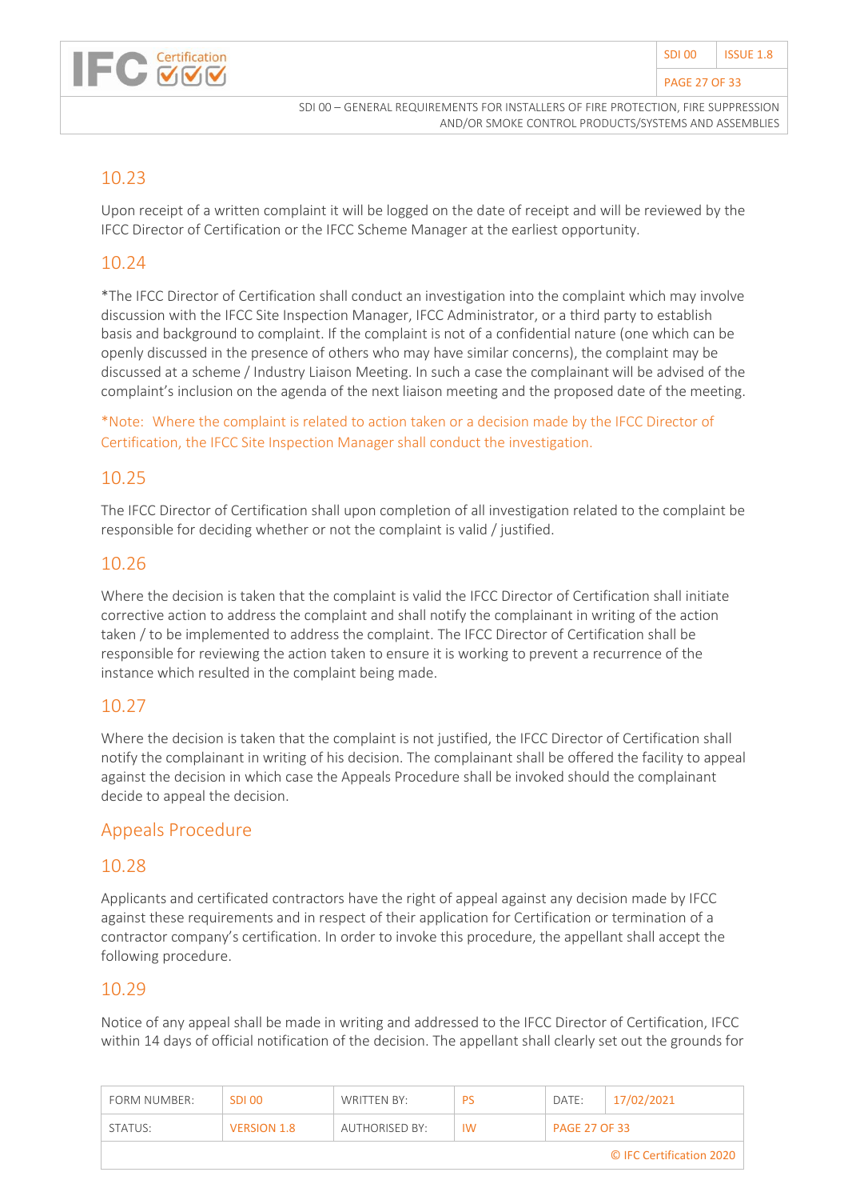## 10.23

Upon receipt of a written complaint it will be logged on the date of receipt and will be reviewed by the IFCC Director of Certification or the IFCC Scheme Manager at the earliest opportunity.

## 10.24

*The IFCC Director of Certification shall conduct an investigation into the complaint which may involve discussion with the IFCC Site Inspection Manager, IFCC Administrator, or a third party to establish basis and background to complaint. If the complaint is not of a confidential nature (one which can be openly discussed in the presence of others who may have similar concerns), the complaint may be discussed at a scheme / Industry Liaison Meeting. In such a case the complainant will be advised of the complaint's inclusion on the agenda of the next liaison meeting and the proposed date of the meeting.

*Note: Where the complaint is related to action taken or a decision made by the IFCC Director of Certification, the IFCC Site Inspection Manager shall conduct the investigation.

## 10.25

The IFCC Director of Certification shall upon completion of all investigation related to the complaint be responsible for deciding whether or not the complaint is valid / justified.

## 10.26

Where the decision is taken that the complaint is valid the IFCC Director of Certification shall initiate corrective action to address the complaint and shall notify the complainant in writing of the action taken / to be implemented to address the complaint. The IFCC Director of Certification shall be responsible for reviewing the action taken to ensure it is working to prevent a recurrence of the instance which resulted in the complaint being made.

## 10.27

Where the decision is taken that the complaint is not justified, the IFCC Director of Certification shall notify the complainant in writing of his decision. The complainant shall be offered the facility to appeal against the decision in which case the Appeals Procedure shall be invoked should the complainant decide to appeal the decision.

## Appeals Procedure

## 10.28

Applicants and certificated contractors have the right of appeal against any decision made by IFCC against these requirements and in respect of their application for Certification or termination of a contractor company's certification. In order to invoke this procedure, the appellant shall accept the following procedure.

## 10.29

Notice of any appeal shall be made in writing and addressed to the IFCC Director of Certification, IFCC within 14 days of official notification of the decision. The appellant shall clearly set out the grounds for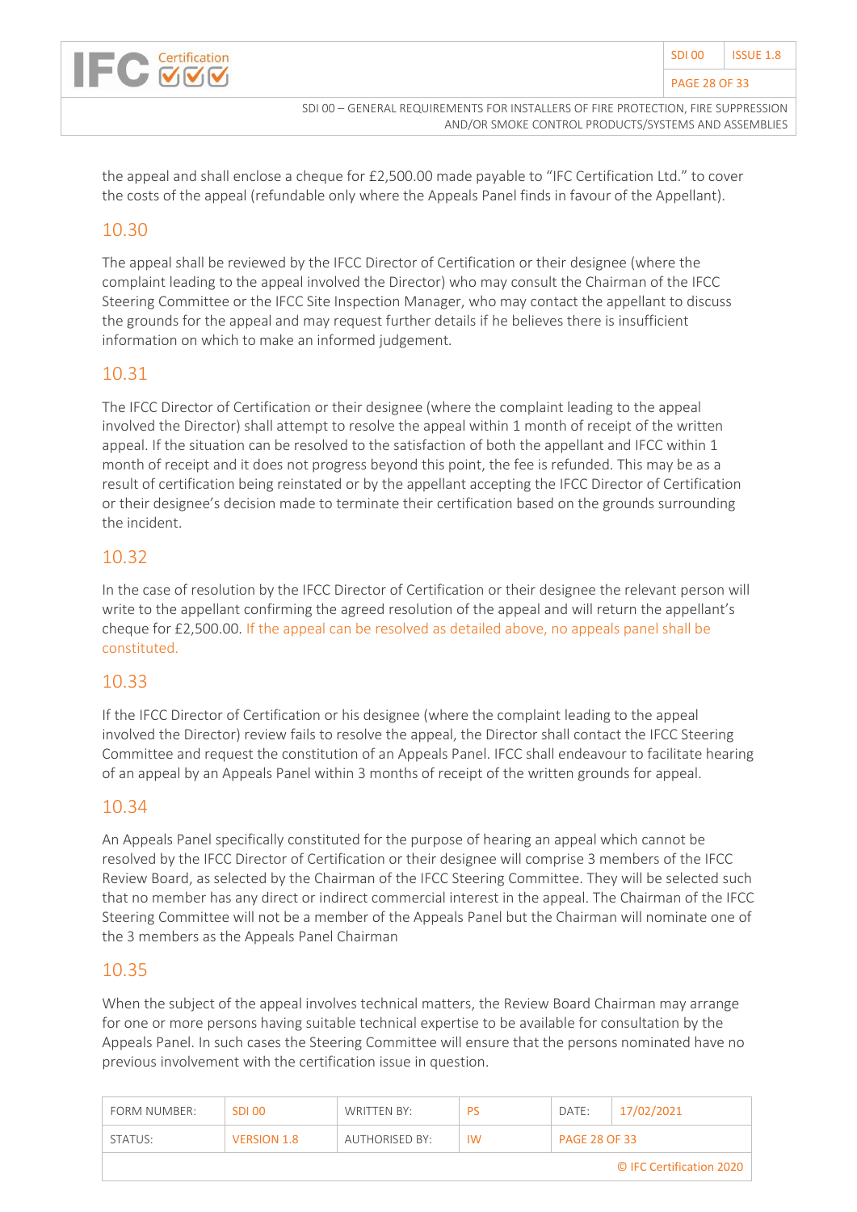the appeal and shall enclose a cheque for £2,500.00 made payable to "IFC Certification Ltd." to cover the costs of the appeal (refundable only where the Appeals Panel finds in favour of the Appellant).

## 10.30

The appeal shall be reviewed by the IFCC Director of Certification or their designee (where the complaint leading to the appeal involved the Director) who may consult the Chairman of the IFCC Steering Committee or the IFCC Site Inspection Manager, who may contact the appellant to discuss the grounds for the appeal and may request further details if he believes there is insufficient information on which to make an informed judgement.

## 10.31

The IFCC Director of Certification or their designee (where the complaint leading to the appeal involved the Director) shall attempt to resolve the appeal within 1 month of receipt of the written appeal. If the situation can be resolved to the satisfaction of both the appellant and IFCC within 1 month of receipt and it does not progress beyond this point, the fee is refunded. This may be as a result of certification being reinstated or by the appellant accepting the IFCC Director of Certification or their designee's decision made to terminate their certification based on the grounds surrounding the incident.

## 10.32

In the case of resolution by the IFCC Director of Certification or their designee the relevant person will write to the appellant confirming the agreed resolution of the appeal and will return the appellant's cheque for £2,500.00. If the appeal can be resolved as detailed above, no appeals panel shall be constituted.

## 10.33

If the IFCC Director of Certification or his designee (where the complaint leading to the appeal involved the Director) review fails to resolve the appeal, the Director shall contact the IFCC Steering Committee and request the constitution of an Appeals Panel. IFCC shall endeavour to facilitate hearing of an appeal by an Appeals Panel within 3 months of receipt of the written grounds for appeal.

## 10.34

An Appeals Panel specifically constituted for the purpose of hearing an appeal which cannot be resolved by the IFCC Director of Certification or their designee will comprise 3 members of the IFCC Review Board, as selected by the Chairman of the IFCC Steering Committee. They will be selected such that no member has any direct or indirect commercial interest in the appeal. The Chairman of the IFCC Steering Committee will not be a member of the Appeals Panel but the Chairman will nominate one of the 3 members as the Appeals Panel Chairman

## 10.35

When the subject of the appeal involves technical matters, the Review Board Chairman may arrange for one or more persons having suitable technical expertise to be available for consultation by the Appeals Panel. In such cases the Steering Committee will ensure that the persons nominated have no previous involvement with the certification issue in question.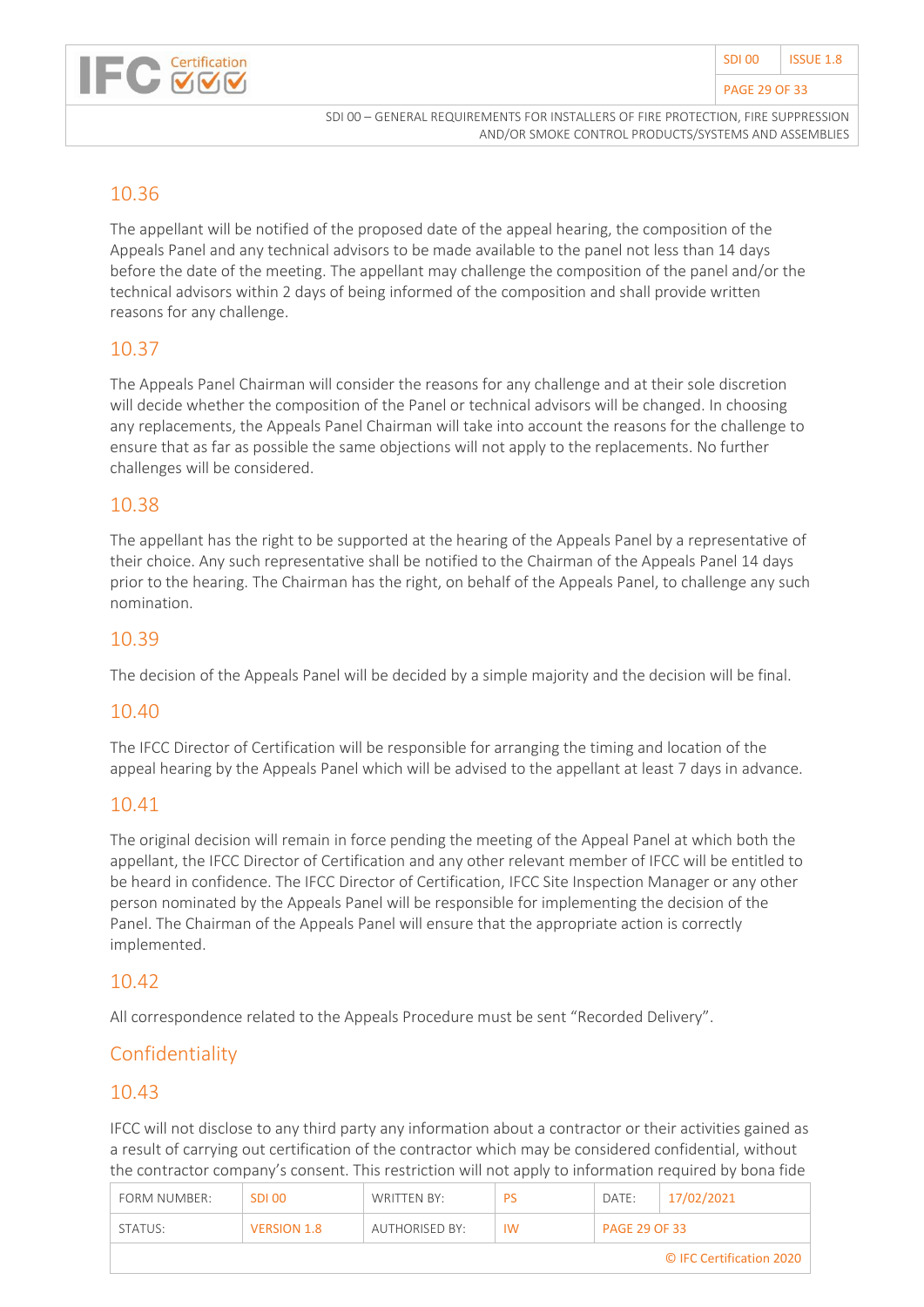### 10.36

The appellant will be notified of the proposed date of the appeal hearing, the composition of the Appeals Panel and any technical advisors to be made available to the panel not less than 14 days before the date of the meeting. The appellant may challenge the composition of the panel and/or the technical advisors within 2 days of being informed of the composition and shall provide written reasons for any challenge.

### 10.37

The Appeals Panel Chairman will consider the reasons for any challenge and at their sole discretion will decide whether the composition of the Panel or technical advisors will be changed. In choosing any replacements, the Appeals Panel Chairman will take into account the reasons for the challenge to ensure that as far as possible the same objections will not apply to the replacements. No further challenges will be considered.

### 10.38

The appellant has the right to be supported at the hearing of the Appeals Panel by a representative of their choice. Any such representative shall be notified to the Chairman of the Appeals Panel 14 days prior to the hearing. The Chairman has the right, on behalf of the Appeals Panel, to challenge any such nomination.

### 10.39

The decision of the Appeals Panel will be decided by a simple majority and the decision will be final.

### 10.40

The IFCC Director of Certification will be responsible for arranging the timing and location of the appeal hearing by the Appeals Panel which will be advised to the appellant at least 7 days in advance.

### 10.41

The original decision will remain in force pending the meeting of the Appeal Panel at which both the appellant, the IFCC Director of Certification and any other relevant member of IFCC will be entitled to be heard in confidence. The IFCC Director of Certification, IFCC Site Inspection Manager or any other person nominated by the Appeals Panel will be responsible for implementing the decision of the Panel. The Chairman of the Appeals Panel will ensure that the appropriate action is correctly implemented.

### 10.42

All correspondence related to the Appeals Procedure must be sent "Recorded Delivery".

## Confidentiality

### 10.43

IFCC will not disclose to any third party any information about a contractor or their activities gained as a result of carrying out certification of the contractor which may be considered confidential, without the contractor company's consent. This restriction will not apply to information required by bona fide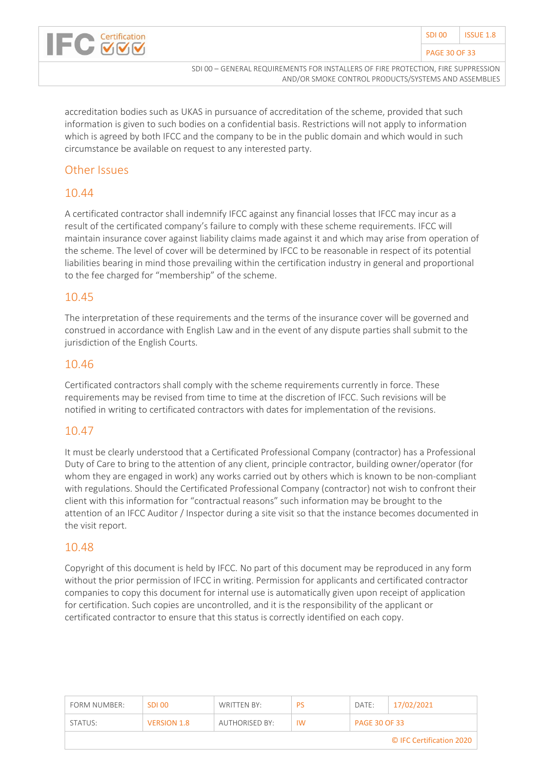accreditation bodies such as UKAS in pursuance of accreditation of the scheme, provided that such information is given to such bodies on a confidential basis. Restrictions will not apply to information which is agreed by both IFCC and the company to be in the public domain and which would in such circumstance be available on request to any interested party.

## Other Issues

### 10.44

A certificated contractor shall indemnify IFCC against any financial losses that IFCC may incur as a result of the certificated company's failure to comply with these scheme requirements. IFCC will maintain insurance cover against liability claims made against it and which may arise from operation of the scheme. The level of cover will be determined by IFCC to be reasonable in respect of its potential liabilities bearing in mind those prevailing within the certification industry in general and proportional to the fee charged for "membership" of the scheme.

### 10.45

The interpretation of these requirements and the terms of the insurance cover will be governed and construed in accordance with English Law and in the event of any dispute parties shall submit to the jurisdiction of the English Courts.

### 10.46

Certificated contractors shall comply with the scheme requirements currently in force. These requirements may be revised from time to time at the discretion of IFCC. Such revisions will be notified in writing to certificated contractors with dates for implementation of the revisions.

### 10.47

It must be clearly understood that a Certificated Professional Company (contractor) has a Professional Duty of Care to bring to the attention of any client, principle contractor, building owner/operator (for whom they are engaged in work) any works carried out by others which is known to be non-compliant with regulations. Should the Certificated Professional Company (contractor) not wish to confront their client with this information for "contractual reasons" such information may be brought to the attention of an IFCC Auditor / Inspector during a site visit so that the instance becomes documented in the visit report.

### 10.48

Copyright of this document is held by IFCC. No part of this document may be reproduced in any form without the prior permission of IFCC in writing. Permission for applicants and certificated contractor companies to copy this document for internal use is automatically given upon receipt of application for certification. Such copies are uncontrolled, and it is the responsibility of the applicant or certificated contractor to ensure that this status is correctly identified on each copy.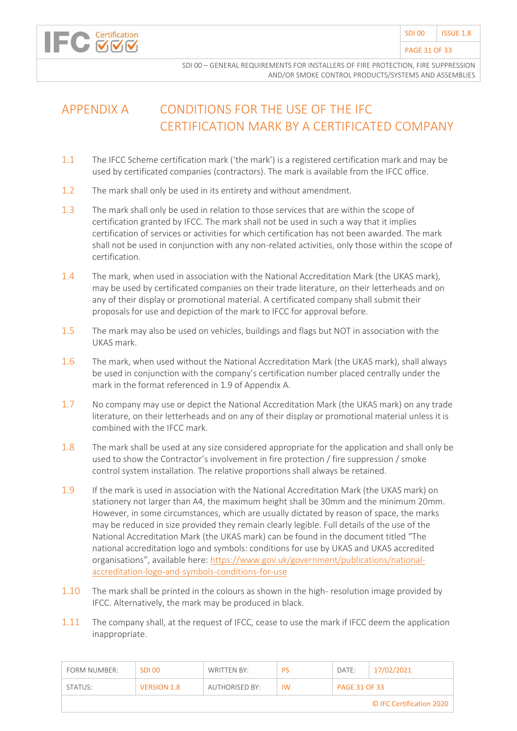# APPENDIX A CONDITIONS FOR THE USE OF THE IFC CERTIFICATION MARK BY A CERTIFICATED COMPANY

1.1 The IFCC Scheme certification mark ('the mark') is a registered certification mark and may be used by certificated companies (contractors). The mark is available from the IFCC office.

1.2 The mark shall only be used in its entirety and without amendment.

1.3 The mark shall only be used in relation to those services that are within the scope of certification granted by IFCC. The mark shall not be used in such a way that it implies certification of services or activities for which certification has not been awarded. The mark shall not be used in conjunction with any non-related activities, only those within the scope of certification.

1.4 The mark, when used in association with the National Accreditation Mark (the UKAS mark), may be used by certificated companies on their trade literature, on their letterheads and on any of their display or promotional material. A certificated company shall submit their proposals for use and depiction of the mark to IFCC for approval before.

1.5 The mark may also be used on vehicles, buildings and flags but NOT in association with the UKAS mark.

1.6 The mark, when used without the National Accreditation Mark (the UKAS mark), shall always be used in conjunction with the company's certification number placed centrally under the mark in the format referenced in 1.9 of Appendix A.

1.7 No company may use or depict the National Accreditation Mark (the UKAS mark) on any trade literature, on their letterheads and on any of their display or promotional material unless it is combined with the IFCC mark.

1.8 The mark shall be used at any size considered appropriate for the application and shall only be used to show the Contractor's involvement in fire protection / fire suppression / smoke control system installation. The relative proportions shall always be retained.

1.9 If the mark is used in association with the National Accreditation Mark (the UKAS mark) on stationery not larger than A4, the maximum height shall be 30mm and the minimum 20mm. However, in some circumstances, which are usually dictated by reason of space, the marks may be reduced in size provided they remain clearly legible. Full details of the use of the National Accreditation Mark (the UKAS mark) can be found in the document titled "The national accreditation logo and symbols: conditions for use by UKAS and UKAS accredited organisations", available here: https://www.gov.uk/government/publications/national-accreditation-logo-and-symbols-conditions-for-use

1.10 The mark shall be printed in the colours as shown in the high- resolution image provided by IFCC. Alternatively, the mark may be produced in black.

1.11 The company shall, at the request of IFCC, cease to use the mark if IFCC deem the application inappropriate.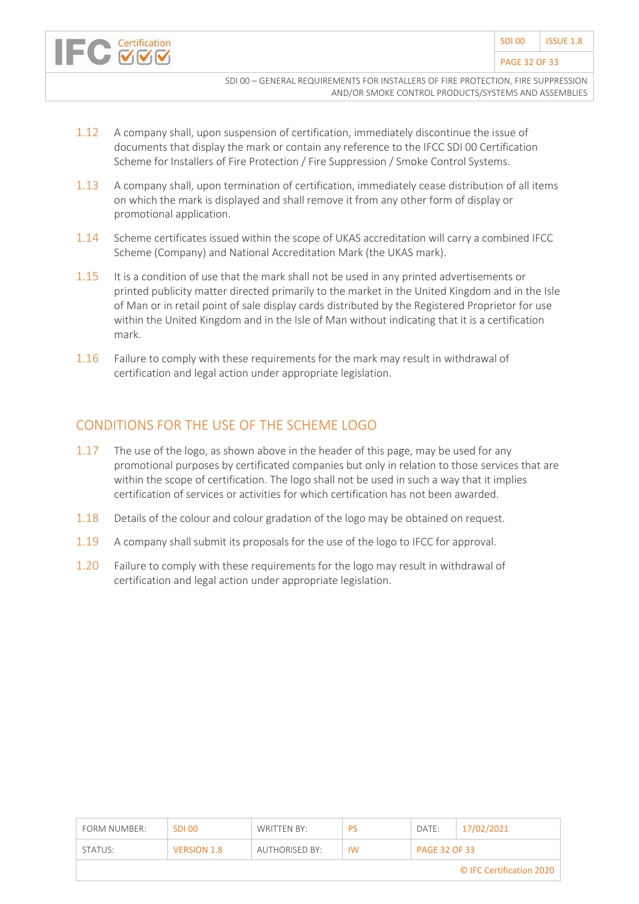1.12 A company shall, upon suspension of certification, immediately discontinue the issue of documents that display the mark or contain any reference to the IFCC SDI 00 Certification Scheme for Installers of Fire Protection / Fire Suppression / Smoke Control Systems.

1.13 A company shall, upon termination of certification, immediately cease distribution of all items on which the mark is displayed and shall remove it from any other form of display or promotional application.

1.14 Scheme certificates issued within the scope of UKAS accreditation will carry a combined IFCC Scheme (Company) and National Accreditation Mark (the UKAS mark).

1.15 It is a condition of use that the mark shall not be used in any printed advertisements or printed publicity matter directed primarily to the market in the United Kingdom and in the Isle of Man or in retail point of sale display cards distributed by the Registered Proprietor for use within the United Kingdom and in the Isle of Man without indicating that it is a certification mark.

1.16 Failure to comply with these requirements for the mark may result in withdrawal of certification and legal action under appropriate legislation.

## CONDITIONS FOR THE USE OF THE SCHEME LOGO

1.17 The use of the logo, as shown above in the header of this page, may be used for any promotional purposes by certificated companies but only in relation to those services that are within the scope of certification. The logo shall not be used in such a way that it implies certification of services or activities for which certification has not been awarded.

1.18 Details of the colour and colour gradation of the logo may be obtained on request.

1.19 A company shall submit its proposals for the use of the logo to IFCC for approval.

1.20 Failure to comply with these requirements for the logo may result in withdrawal of certification and legal action under appropriate legislation.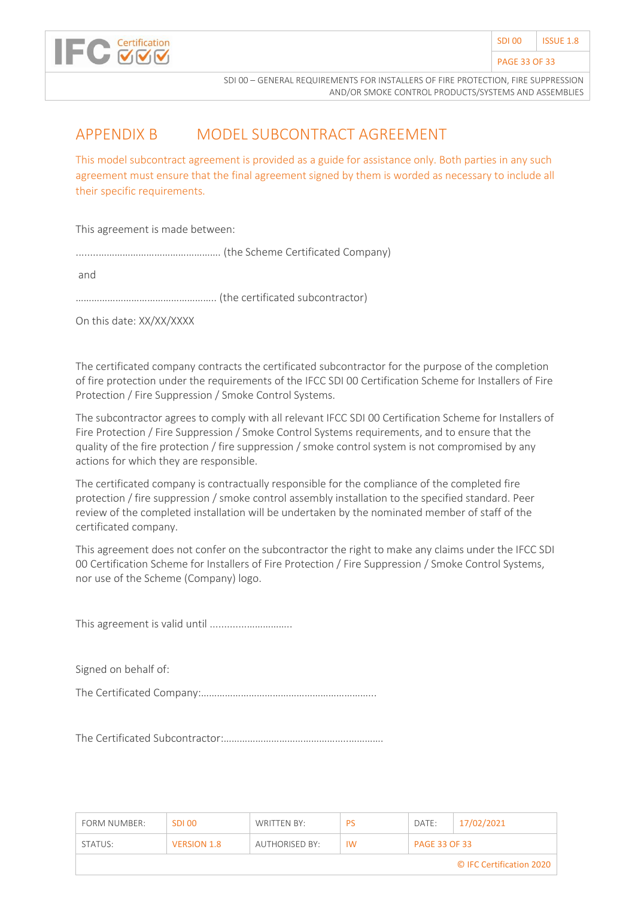# APPENDIX B MODEL SUBCONTRACT AGREEMENT

This model subcontract agreement is provided as a guide for assistance only. Both parties in any such agreement must ensure that the final agreement signed by them is worded as necessary to include all their specific requirements.

This agreement is made between:

...................................................... (the Scheme Certificated Company)

and

……………………………………………. (the certificated subcontractor)

On this date: XX/XX/XXXX

The certificated company contracts the certificated subcontractor for the purpose of the completion of fire protection under the requirements of the IFCC SDI 00 Certification Scheme for Installers of Fire Protection / Fire Suppression / Smoke Control Systems.

The subcontractor agrees to comply with all relevant IFCC SDI 00 Certification Scheme for Installers of Fire Protection / Fire Suppression / Smoke Control Systems requirements, and to ensure that the quality of the fire protection / fire suppression / smoke control system is not compromised by any actions for which they are responsible.

The certificated company is contractually responsible for the compliance of the completed fire protection / fire suppression / smoke control assembly installation to the specified standard. Peer review of the completed installation will be undertaken by the nominated member of staff of the certificated company.

This agreement does not confer on the subcontractor the right to make any claims under the IFCC SDI 00 Certification Scheme for Installers of Fire Protection / Fire Suppression / Smoke Control Systems, nor use of the Scheme (Company) logo.

This agreement is valid until ..............................

Signed on behalf of:

The Certificated Company:………………………………………………………..

The Certificated Subcontractor:…………………………………………..…………

| | | | | | |
|---|---|---|---|---|---|
| FORM NUMBER: | SDI 00 | WRITTEN BY: | PS | DATE: | 17/02/2021 |
| STATUS: | VERSION 1.8 | AUTHORISED BY: | IW | PAGE 33 OF 33 | |

© IFC Certification 2020